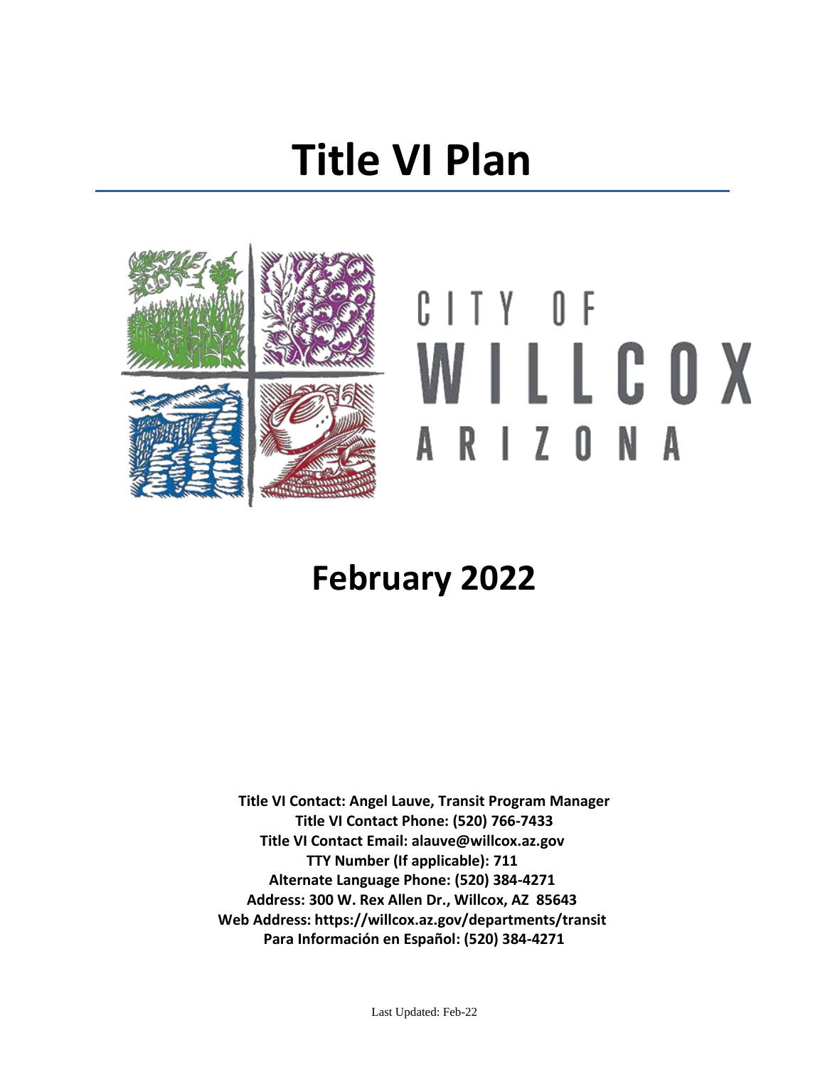# Title VI Plan

CITY OF

WILLCOX

ARIZONA

## February 2022

**Title VI Contact: Angel Lauve, Transit Program Manager**
**Title VI Contact Phone: (520) 766-7433**
**Title VI Contact Email: alauve@willcox.az.gov**
**TTY Number (If applicable): 711**
**Alternate Language Phone: (520) 384-4271**
**Address: 300 W. Rex Allen Dr., Willcox, AZ 85643**
**Web Address: https://willcox.az.gov/departments/transit**
**Para Información en Español: (520) 384-4271**

Last Updated: Feb-22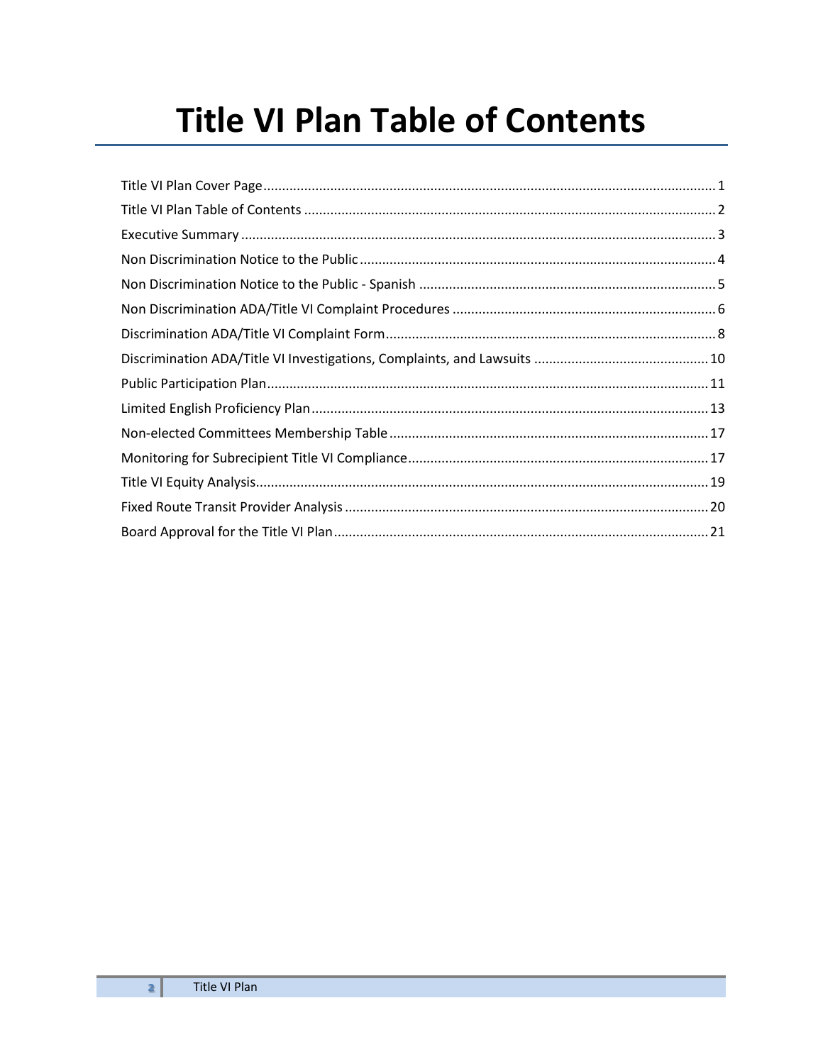# Title VI Plan Table of Contents

Title VI Plan Cover Page .......... 1
Title VI Plan Table of Contents .......... 2
Executive Summary .......... 3
Non Discrimination Notice to the Public .......... 4
Non Discrimination Notice to the Public - Spanish .......... 5
Non Discrimination ADA/Title VI Complaint Procedures .......... 6
Discrimination ADA/Title VI Complaint Form .......... 8
Discrimination ADA/Title VI Investigations, Complaints, and Lawsuits .......... 10
Public Participation Plan .......... 11
Limited English Proficiency Plan .......... 13
Non-elected Committees Membership Table .......... 17
Monitoring for Subrecipient Title VI Compliance .......... 17
Title VI Equity Analysis .......... 19
Fixed Route Transit Provider Analysis .......... 20
Board Approval for the Title VI Plan .......... 21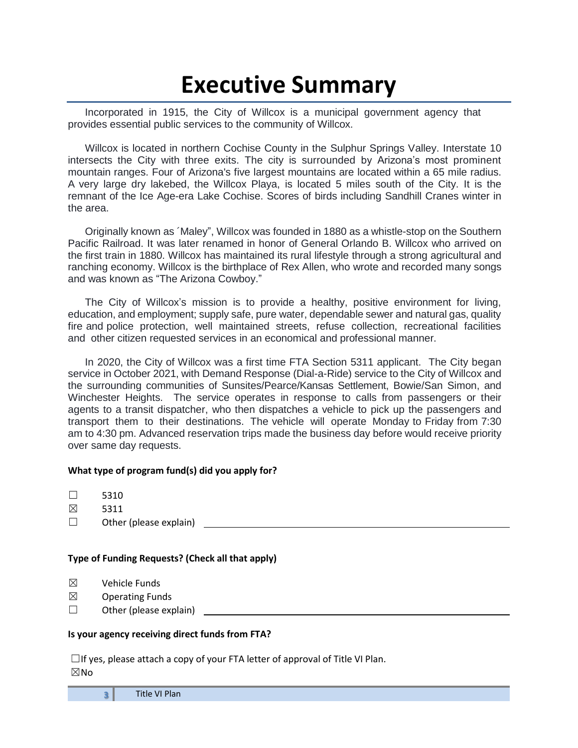# Executive Summary

Incorporated in 1915, the City of Willcox is a municipal government agency that provides essential public services to the community of Willcox.

Willcox is located in northern Cochise County in the Sulphur Springs Valley. Interstate 10 intersects the City with three exits. The city is surrounded by Arizona's most prominent mountain ranges. Four of Arizona's five largest mountains are located within a 65 mile radius. A very large dry lakebed, the Willcox Playa, is located 5 miles south of the City. It is the remnant of the Ice Age-era Lake Cochise. Scores of birds including Sandhill Cranes winter in the area.

Originally known as ´Maley", Willcox was founded in 1880 as a whistle-stop on the Southern Pacific Railroad. It was later renamed in honor of General Orlando B. Willcox who arrived on the first train in 1880. Willcox has maintained its rural lifestyle through a strong agricultural and ranching economy. Willcox is the birthplace of Rex Allen, who wrote and recorded many songs and was known as "The Arizona Cowboy."

The City of Willcox's mission is to provide a healthy, positive environment for living, education, and employment; supply safe, pure water, dependable sewer and natural gas, quality fire and police protection, well maintained streets, refuse collection, recreational facilities and other citizen requested services in an economical and professional manner.

In 2020, the City of Willcox was a first time FTA Section 5311 applicant. The City began service in October 2021, with Demand Response (Dial-a-Ride) service to the City of Willcox and the surrounding communities of Sunsites/Pearce/Kansas Settlement, Bowie/San Simon, and Winchester Heights. The service operates in response to calls from passengers or their agents to a transit dispatcher, who then dispatches a vehicle to pick up the passengers and transport them to their destinations. The vehicle will operate Monday to Friday from 7:30 am to 4:30 pm. Advanced reservation trips made the business day before would receive priority over same day requests.

**What type of program fund(s) did you apply for?**

☐ 5310
☒ 5311
☐ Other (please explain) ______________________

**Type of Funding Requests? (Check all that apply)**

☒ Vehicle Funds
☒ Operating Funds
☐ Other (please explain) ______________________

**Is your agency receiving direct funds from FTA?**

☐If yes, please attach a copy of your FTA letter of approval of Title VI Plan.
☒No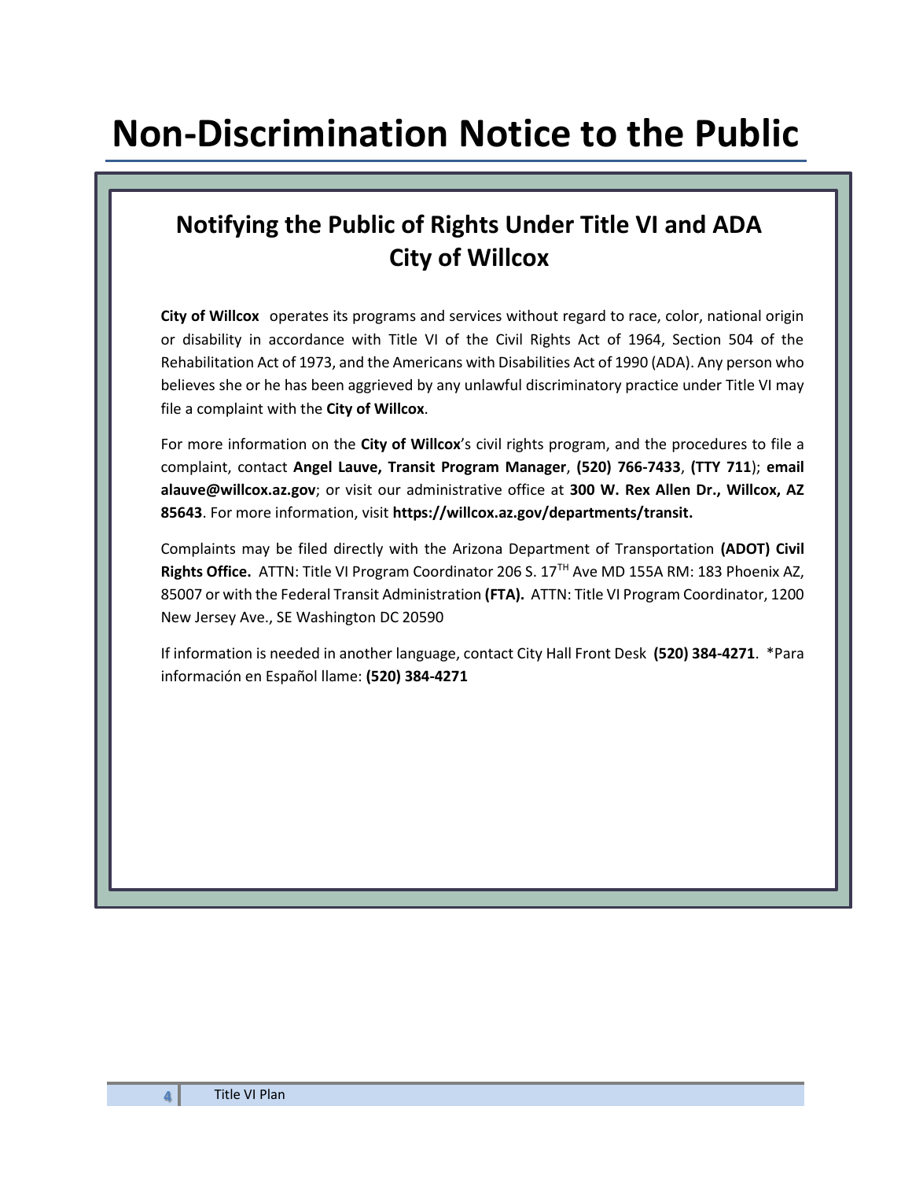# Non-Discrimination Notice to the Public

## Notifying the Public of Rights Under Title VI and ADA
## City of Willcox

**City of Willcox** operates its programs and services without regard to race, color, national origin or disability in accordance with Title VI of the Civil Rights Act of 1964, Section 504 of the Rehabilitation Act of 1973, and the Americans with Disabilities Act of 1990 (ADA). Any person who believes she or he has been aggrieved by any unlawful discriminatory practice under Title VI may file a complaint with the **City of Willcox**.

For more information on the **City of Willcox**'s civil rights program, and the procedures to file a complaint, contact **Angel Lauve, Transit Program Manager**, **(520) 766-7433**, **(TTY 711**); **email alauve@willcox.az.gov**; or visit our administrative office at **300 W. Rex Allen Dr., Willcox, AZ 85643**. For more information, visit **https://willcox.az.gov/departments/transit.**

Complaints may be filed directly with the Arizona Department of Transportation **(ADOT) Civil Rights Office.** ATTN: Title VI Program Coordinator 206 S. 17TH Ave MD 155A RM: 183 Phoenix AZ, 85007 or with the Federal Transit Administration **(FTA).** ATTN: Title VI Program Coordinator, 1200 New Jersey Ave., SE Washington DC 20590

If information is needed in another language, contact City Hall Front Desk **(520) 384-4271**. *Para información en Español llame: **(520) 384-4271**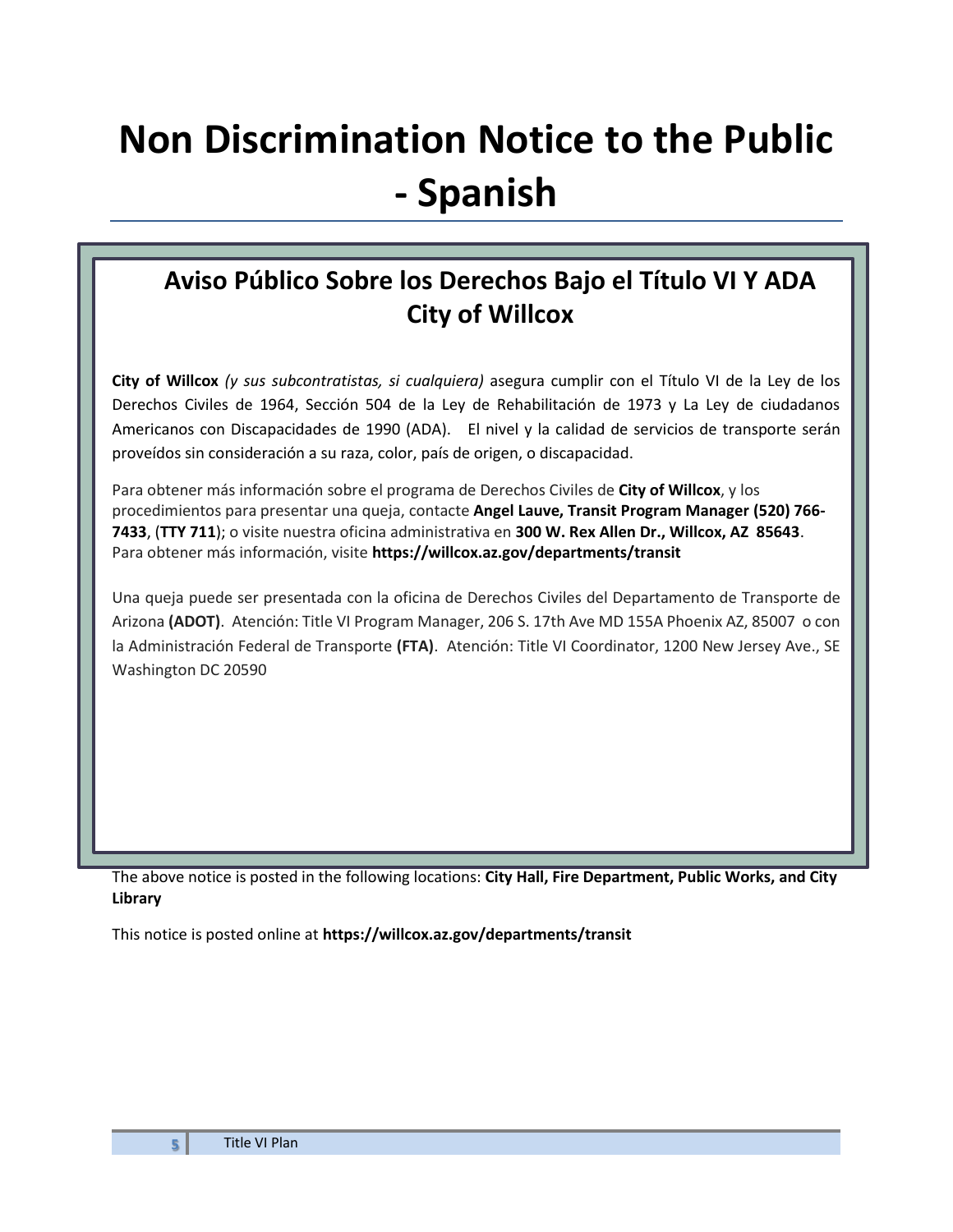# Non Discrimination Notice to the Public - Spanish

## Aviso Público Sobre los Derechos Bajo el Título VI Y ADA City of Willcox

**City of Willcox** *(y sus subcontratistas, si cualquiera)* asegura cumplir con el Título VI de la Ley de los Derechos Civiles de 1964, Sección 504 de la Ley de Rehabilitación de 1973 y La Ley de ciudadanos Americanos con Discapacidades de 1990 (ADA). El nivel y la calidad de servicios de transporte serán proveídos sin consideración a su raza, color, país de origen, o discapacidad.

Para obtener más información sobre el programa de Derechos Civiles de **City of Willcox**, y los procedimientos para presentar una queja, contacte **Angel Lauve, Transit Program Manager (520) 766-7433**, (**TTY 711**); o visite nuestra oficina administrativa en **300 W. Rex Allen Dr., Willcox, AZ 85643**. Para obtener más información, visite **https://willcox.az.gov/departments/transit**

Una queja puede ser presentada con la oficina de Derechos Civiles del Departamento de Transporte de Arizona **(ADOT)**. Atención: Title VI Program Manager, 206 S. 17th Ave MD 155A Phoenix AZ, 85007 o con la Administración Federal de Transporte **(FTA)**. Atención: Title VI Coordinator, 1200 New Jersey Ave., SE Washington DC 20590

The above notice is posted in the following locations: **City Hall, Fire Department, Public Works, and City Library**

This notice is posted online at **https://willcox.az.gov/departments/transit**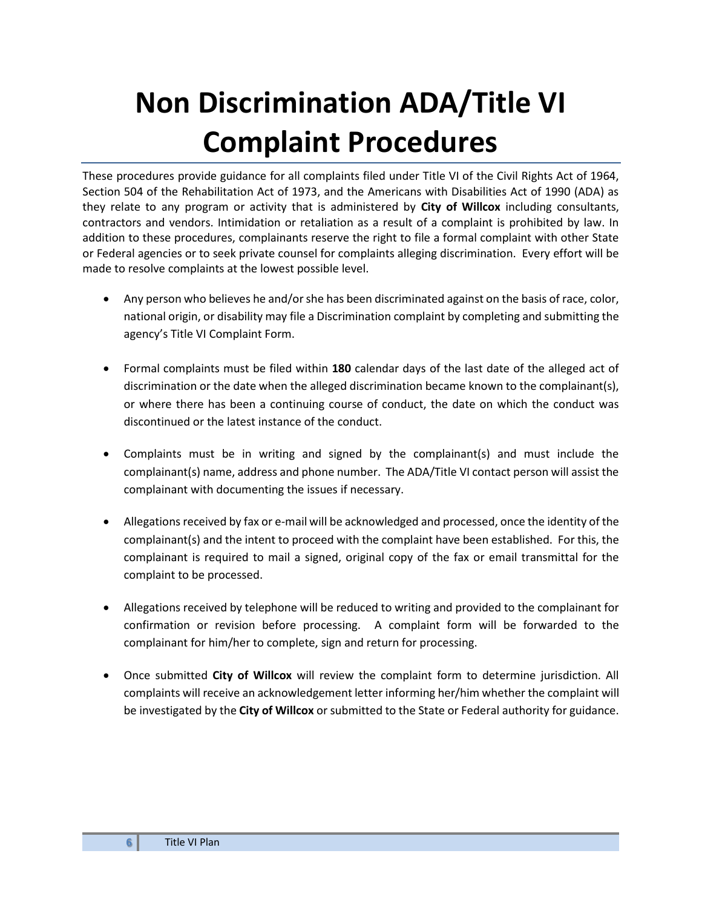# Non Discrimination ADA/Title VI Complaint Procedures

These procedures provide guidance for all complaints filed under Title VI of the Civil Rights Act of 1964, Section 504 of the Rehabilitation Act of 1973, and the Americans with Disabilities Act of 1990 (ADA) as they relate to any program or activity that is administered by **City of Willcox** including consultants, contractors and vendors. Intimidation or retaliation as a result of a complaint is prohibited by law. In addition to these procedures, complainants reserve the right to file a formal complaint with other State or Federal agencies or to seek private counsel for complaints alleging discrimination. Every effort will be made to resolve complaints at the lowest possible level.

- Any person who believes he and/or she has been discriminated against on the basis of race, color, national origin, or disability may file a Discrimination complaint by completing and submitting the agency's Title VI Complaint Form.

- Formal complaints must be filed within **180** calendar days of the last date of the alleged act of discrimination or the date when the alleged discrimination became known to the complainant(s), or where there has been a continuing course of conduct, the date on which the conduct was discontinued or the latest instance of the conduct.

- Complaints must be in writing and signed by the complainant(s) and must include the complainant(s) name, address and phone number. The ADA/Title VI contact person will assist the complainant with documenting the issues if necessary.

- Allegations received by fax or e-mail will be acknowledged and processed, once the identity of the complainant(s) and the intent to proceed with the complaint have been established. For this, the complainant is required to mail a signed, original copy of the fax or email transmittal for the complaint to be processed.

- Allegations received by telephone will be reduced to writing and provided to the complainant for confirmation or revision before processing. A complaint form will be forwarded to the complainant for him/her to complete, sign and return for processing.

- Once submitted **City of Willcox** will review the complaint form to determine jurisdiction. All complaints will receive an acknowledgement letter informing her/him whether the complaint will be investigated by the **City of Willcox** or submitted to the State or Federal authority for guidance.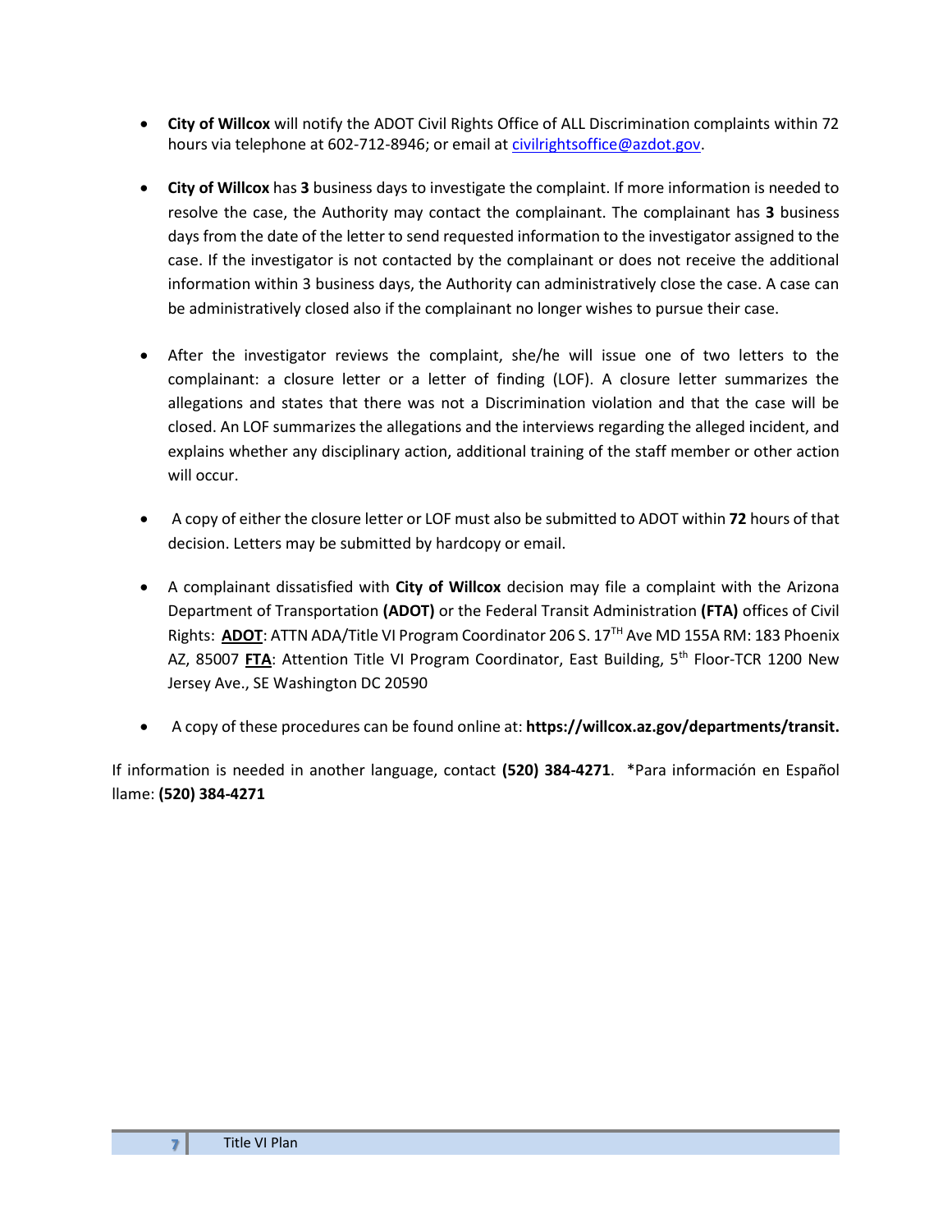- **City of Willcox** will notify the ADOT Civil Rights Office of ALL Discrimination complaints within 72 hours via telephone at 602-712-8946; or email at civilrightsoffice@azdot.gov.

- **City of Willcox** has **3** business days to investigate the complaint. If more information is needed to resolve the case, the Authority may contact the complainant. The complainant has **3** business days from the date of the letter to send requested information to the investigator assigned to the case. If the investigator is not contacted by the complainant or does not receive the additional information within 3 business days, the Authority can administratively close the case. A case can be administratively closed also if the complainant no longer wishes to pursue their case.

- After the investigator reviews the complaint, she/he will issue one of two letters to the complainant: a closure letter or a letter of finding (LOF). A closure letter summarizes the allegations and states that there was not a Discrimination violation and that the case will be closed. An LOF summarizes the allegations and the interviews regarding the alleged incident, and explains whether any disciplinary action, additional training of the staff member or other action will occur.

- A copy of either the closure letter or LOF must also be submitted to ADOT within **72** hours of that decision. Letters may be submitted by hardcopy or email.

- A complainant dissatisfied with **City of Willcox** decision may file a complaint with the Arizona Department of Transportation **(ADOT)** or the Federal Transit Administration **(FTA)** offices of Civil Rights: **ADOT**: ATTN ADA/Title VI Program Coordinator 206 S. 17TH Ave MD 155A RM: 183 Phoenix AZ, 85007 **FTA**: Attention Title VI Program Coordinator, East Building, 5th Floor-TCR 1200 New Jersey Ave., SE Washington DC 20590

- A copy of these procedures can be found online at: **https://willcox.az.gov/departments/transit.**

If information is needed in another language, contact **(520) 384-4271**. *Para información en Español llame: **(520) 384-4271**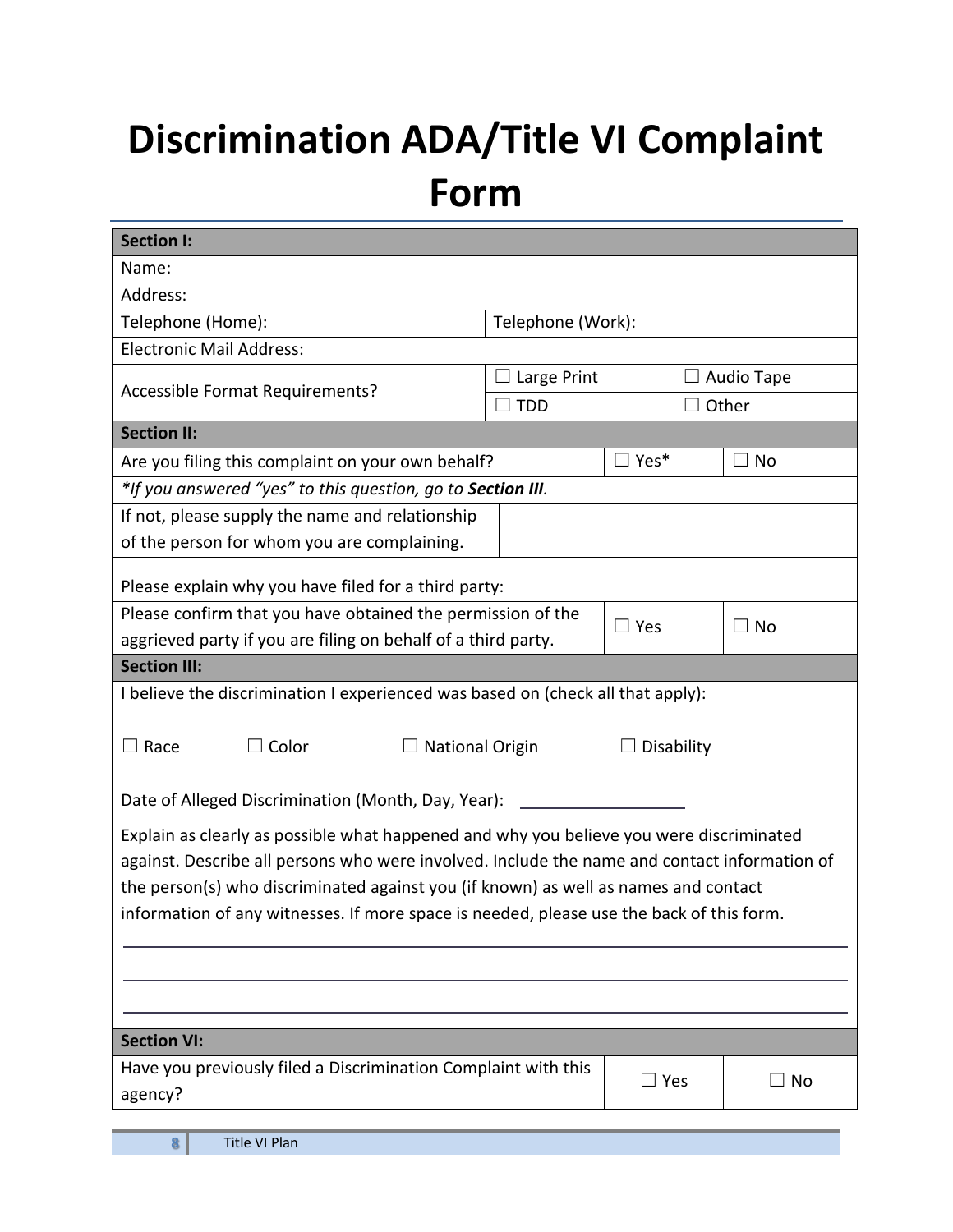# Discrimination ADA/Title VI Complaint Form

| **Section I:** | | | |
|---|---|---|---|
| Name: | | | |
| Address: | | | |
| Telephone (Home): | Telephone (Work): | | |
| Electronic Mail Address: | | | |
| Accessible Format Requirements? | ☐ Large Print | ☐ Audio Tape | |
| | ☐ TDD | ☐ Other | |

| **Section II:** | | |
|---|---|---|
| Are you filing this complaint on your own behalf? | ☐ Yes* | ☐ No |
| **If you answered "yes" to this question, go to* ***Section III****.* | | |
| If not, please supply the name and relationship of the person for whom you are complaining. | | |
| Please explain why you have filed for a third party: | | |
| Please confirm that you have obtained the permission of the aggrieved party if you are filing on behalf of a third party. | ☐ Yes | ☐ No |

| **Section III:** |
|---|
| I believe the discrimination I experienced was based on (check all that apply): ☐ Race ☐ Color ☐ National Origin ☐ Disability |
| Date of Alleged Discrimination (Month, Day, Year): ____________________ |
| Explain as clearly as possible what happened and why you believe you were discriminated against. Describe all persons who were involved. Include the name and contact information of the person(s) who discriminated against you (if known) as well as names and contact information of any witnesses. If more space is needed, please use the back of this form. |
| ______________________________________________________________________ |
| ______________________________________________________________________ |
| ______________________________________________________________________ |

| **Section VI:** | | |
|---|---|---|
| Have you previously filed a Discrimination Complaint with this agency? | ☐ Yes | ☐ No |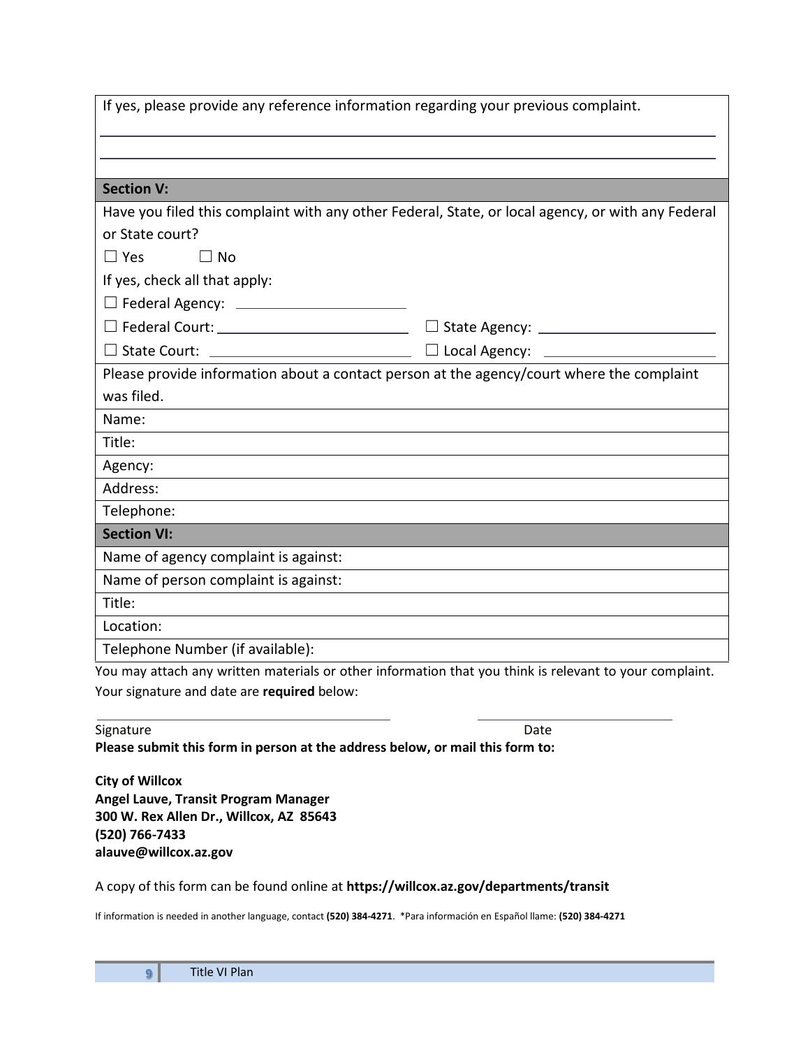If yes, please provide any reference information regarding your previous complaint.

\_\_\_\_\_\_\_\_\_\_\_\_\_\_\_\_\_\_\_\_\_\_\_\_\_\_\_\_\_\_\_\_\_\_\_\_\_\_\_\_\_\_\_\_\_\_\_\_\_\_\_\_\_\_\_\_\_\_\_\_

\_\_\_\_\_\_\_\_\_\_\_\_\_\_\_\_\_\_\_\_\_\_\_\_\_\_\_\_\_\_\_\_\_\_\_\_\_\_\_\_\_\_\_\_\_\_\_\_\_\_\_\_\_\_\_\_\_\_\_\_

**Section V:**

Have you filed this complaint with any other Federal, State, or local agency, or with any Federal or State court?

☐ Yes ☐ No

If yes, check all that apply:

☐ Federal Agency: \_\_\_\_\_\_\_\_\_\_\_\_\_\_\_\_\_\_\_\_

☐ Federal Court: \_\_\_\_\_\_\_\_\_\_\_\_\_\_\_\_\_\_\_\_ ☐ State Agency: \_\_\_\_\_\_\_\_\_\_\_\_\_\_\_\_\_\_\_\_

☐ State Court: \_\_\_\_\_\_\_\_\_\_\_\_\_\_\_\_\_\_\_\_ ☐ Local Agency: \_\_\_\_\_\_\_\_\_\_\_\_\_\_\_\_\_\_\_\_

Please provide information about a contact person at the agency/court where the complaint was filed.

Name:

Title:

Agency:

Address:

Telephone:

**Section VI:**

Name of agency complaint is against:

Name of person complaint is against:

Title:

Location:

Telephone Number (if available):

You may attach any written materials or other information that you think is relevant to your complaint. Your signature and date are **required** below:

\_\_\_\_\_\_\_\_\_\_\_\_\_\_\_\_\_\_\_\_\_\_\_\_\_\_\_\_\_\_ \_\_\_\_\_\_\_\_\_\_\_\_\_\_\_\_\_\_\_\_

Signature Date

**Please submit this form in person at the address below, or mail this form to:**

**City of Willcox**
**Angel Lauve, Transit Program Manager**
**300 W. Rex Allen Dr., Willcox, AZ 85643**
**(520) 766-7433**
**alauve@willcox.az.gov**

A copy of this form can be found online at **https://willcox.az.gov/departments/transit**

If information is needed in another language, contact **(520) 384-4271**. *Para información en Español llame: **(520) 384-4271**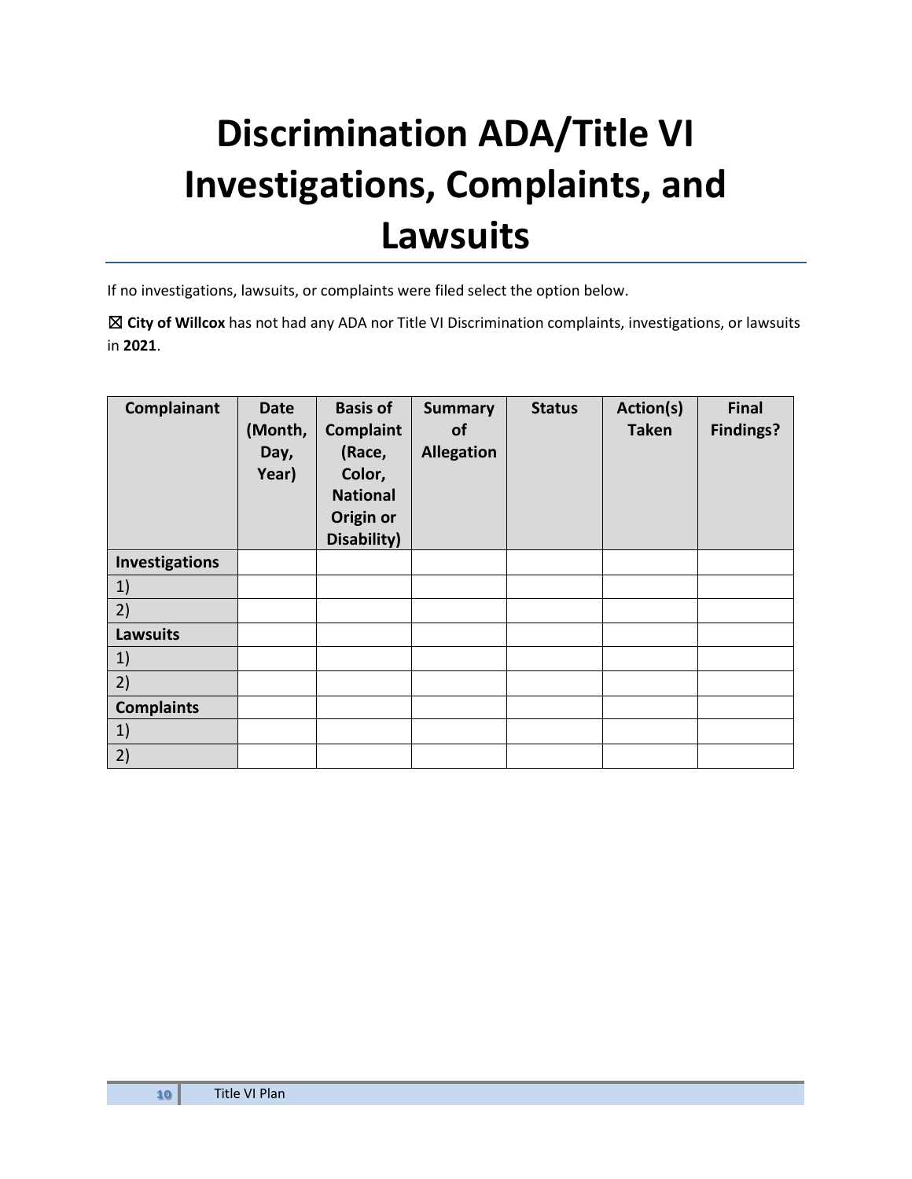# Discrimination ADA/Title VI Investigations, Complaints, and Lawsuits

If no investigations, lawsuits, or complaints were filed select the option below.

☒ **City of Willcox** has not had any ADA nor Title VI Discrimination complaints, investigations, or lawsuits in **2021**.

| Complainant | Date (Month, Day, Year) | Basis of Complaint (Race, Color, National Origin or Disability) | Summary of Allegation | Status | Action(s) Taken | Final Findings? |
|---|---|---|---|---|---|---|
| **Investigations** | | | | | | |
| 1) | | | | | | |
| 2) | | | | | | |
| **Lawsuits** | | | | | | |
| 1) | | | | | | |
| 2) | | | | | | |
| **Complaints** | | | | | | |
| 1) | | | | | | |
| 2) | | | | | | |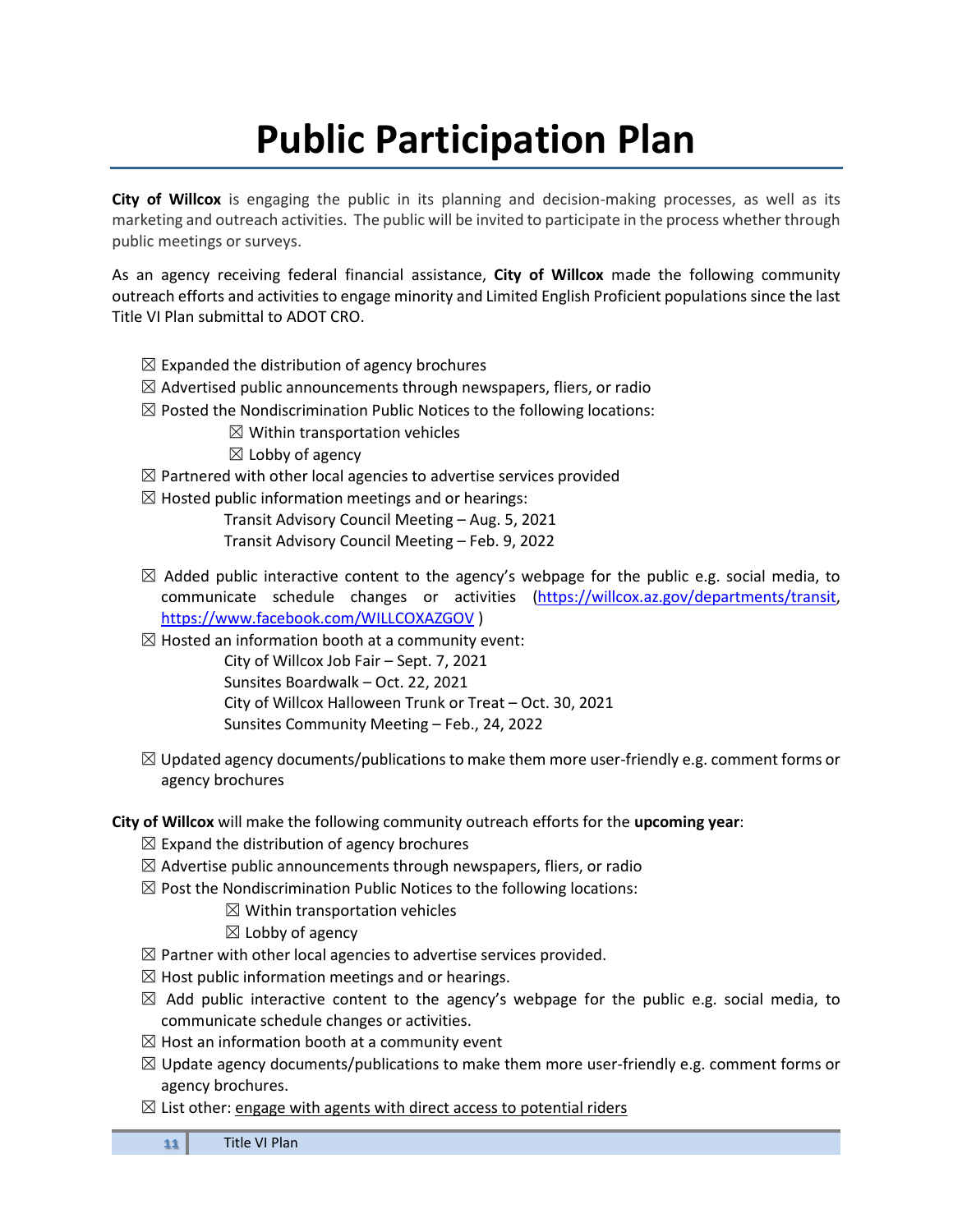# Public Participation Plan

**City of Willcox** is engaging the public in its planning and decision-making processes, as well as its marketing and outreach activities. The public will be invited to participate in the process whether through public meetings or surveys.

As an agency receiving federal financial assistance, **City of Willcox** made the following community outreach efforts and activities to engage minority and Limited English Proficient populations since the last Title VI Plan submittal to ADOT CRO.

- ☒ Expanded the distribution of agency brochures
- ☒ Advertised public announcements through newspapers, fliers, or radio
- ☒ Posted the Nondiscrimination Public Notices to the following locations:
  - ☒ Within transportation vehicles
  - ☒ Lobby of agency
- ☒ Partnered with other local agencies to advertise services provided
- ☒ Hosted public information meetings and or hearings:
  - Transit Advisory Council Meeting – Aug. 5, 2021
  - Transit Advisory Council Meeting – Feb. 9, 2022
- ☒ Added public interactive content to the agency's webpage for the public e.g. social media, to communicate schedule changes or activities (https://willcox.az.gov/departments/transit, https://www.facebook.com/WILLCOXAZGOV )
- ☒ Hosted an information booth at a community event:
  - City of Willcox Job Fair – Sept. 7, 2021
  - Sunsites Boardwalk – Oct. 22, 2021
  - City of Willcox Halloween Trunk or Treat – Oct. 30, 2021
  - Sunsites Community Meeting – Feb., 24, 2022
- ☒ Updated agency documents/publications to make them more user-friendly e.g. comment forms or agency brochures

**City of Willcox** will make the following community outreach efforts for the **upcoming year**:

- ☒ Expand the distribution of agency brochures
- ☒ Advertise public announcements through newspapers, fliers, or radio
- ☒ Post the Nondiscrimination Public Notices to the following locations:
  - ☒ Within transportation vehicles
  - ☒ Lobby of agency
- ☒ Partner with other local agencies to advertise services provided.
- ☒ Host public information meetings and or hearings.
- ☒ Add public interactive content to the agency's webpage for the public e.g. social media, to communicate schedule changes or activities.
- ☒ Host an information booth at a community event
- ☒ Update agency documents/publications to make them more user-friendly e.g. comment forms or agency brochures.
- ☒ List other: engage with agents with direct access to potential riders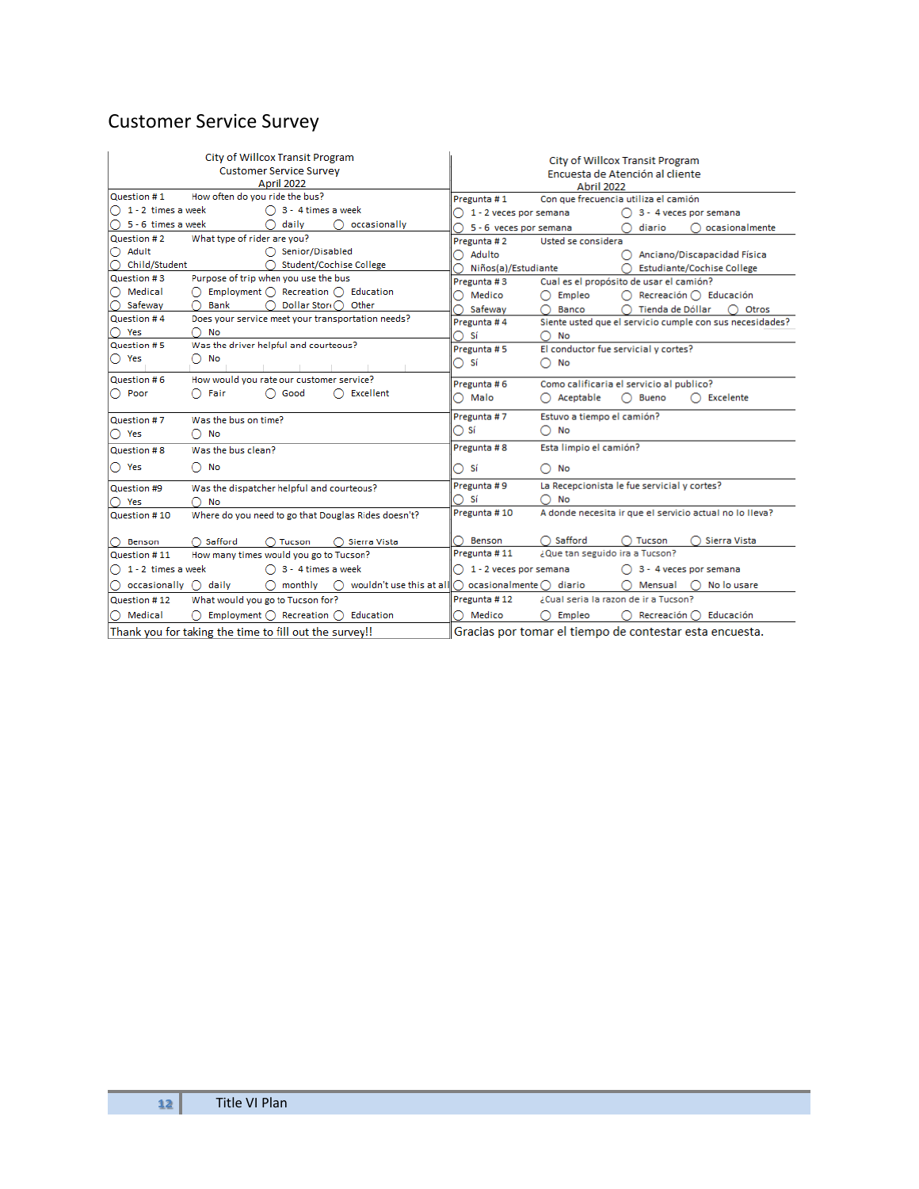# Customer Service Survey

**City of Willcox Transit Program**
**Customer Service Survey**
**April 2022**

**Question # 1** How often do you ride the bus?
- ◯ 1 - 2 times a week
- ◯ 3 - 4 times a week
- ◯ 5 - 6 times a week
- ◯ daily
- ◯ occasionally

**Question # 2** What type of rider are you?
- ◯ Adult
- ◯ Senior/Disabled
- ◯ Child/Student
- ◯ Student/Cochise College

**Question # 3** Purpose of trip when you use the bus
- ◯ Medical
- ◯ Employment
- ◯ Recreation
- ◯ Education
- ◯ Safeway
- ◯ Bank
- ◯ Dollar Store
- ◯ Other

**Question # 4** Does your service meet your transportation needs?
- ◯ Yes
- ◯ No

**Question # 5** Was the driver helpful and courteous?
- ◯ Yes
- ◯ No

**Question # 6** How would you rate our customer service?
- ◯ Poor
- ◯ Fair
- ◯ Good
- ◯ Excellent

**Question # 7** Was the bus on time?
- ◯ Yes
- ◯ No

**Question # 8** Was the bus clean?
- ◯ Yes
- ◯ No

**Question #9** Was the dispatcher helpful and courteous?
- ◯ Yes
- ◯ No

**Question # 10** Where do you need to go that Douglas Rides doesn't?
- ◯ Benson
- ◯ Safford
- ◯ Tucson
- ◯ Sierra Vista

**Question # 11** How many times would you go to Tucson?
- ◯ 1 - 2 times a week
- ◯ 3 - 4 times a week
- ◯ occasionally
- ◯ daily
- ◯ monthly
- ◯ wouldn't use this at all

**Question # 12** What would you go to Tucson for?
- ◯ Medical
- ◯ Employment
- ◯ Recreation
- ◯ Education

Thank you for taking the time to fill out the survey!!

---

**City of Willcox Transit Program**
**Encuesta de Atención al cliente**
**Abril 2022**

**Pregunta # 1** Con que frecuencia utiliza el camión
- ◯ 1 - 2 veces por semana
- ◯ 3 - 4 veces por semana
- ◯ 5 - 6 veces por semana
- ◯ diario
- ◯ ocasionalmente

**Pregunta # 2** Usted se considera
- ◯ Adulto
- ◯ Anciano/Discapacidad Física
- ◯ Niños(a)/Estudiante
- ◯ Estudiante/Cochise College

**Pregunta # 3** Cual es el propósito de usar el camión?
- ◯ Medico
- ◯ Empleo
- ◯ Recreación
- ◯ Educación
- ◯ Safeway
- ◯ Banco
- ◯ Tienda de Dóllar
- ◯ Otros

**Pregunta # 4** Siente usted que el servicio cumple con sus necesidades?
- ◯ Sí
- ◯ No

**Pregunta # 5** El conductor fue servicial y cortes?
- ◯ Sí
- ◯ No

**Pregunta # 6** Como calificaria el servicio al publico?
- ◯ Malo
- ◯ Aceptable
- ◯ Bueno
- ◯ Excelente

**Pregunta # 7** Estuvo a tiempo el camión?
- ◯ Sí
- ◯ No

**Pregunta # 8** Esta limpio el camión?
- ◯ Sí
- ◯ No

**Pregunta # 9** La Recepcionista le fue servicial y cortes?
- ◯ Sí
- ◯ No

**Pregunta # 10** A donde necesita ir que el servicio actual no lo lleva?
- ◯ Benson
- ◯ Safford
- ◯ Tucson
- ◯ Sierra Vista

**Pregunta # 11** ¿Que tan seguido ira a Tucson?
- ◯ 1 - 2 veces por semana
- ◯ 3 - 4 veces por semana
- ◯ ocasionalmente
- ◯ diario
- ◯ Mensual
- ◯ No lo usare

**Pregunta # 12** ¿Cual seria la razon de ir a Tucson?
- ◯ Medico
- ◯ Empleo
- ◯ Recreación
- ◯ Educación

Gracias por tomar el tiempo de contestar esta encuesta.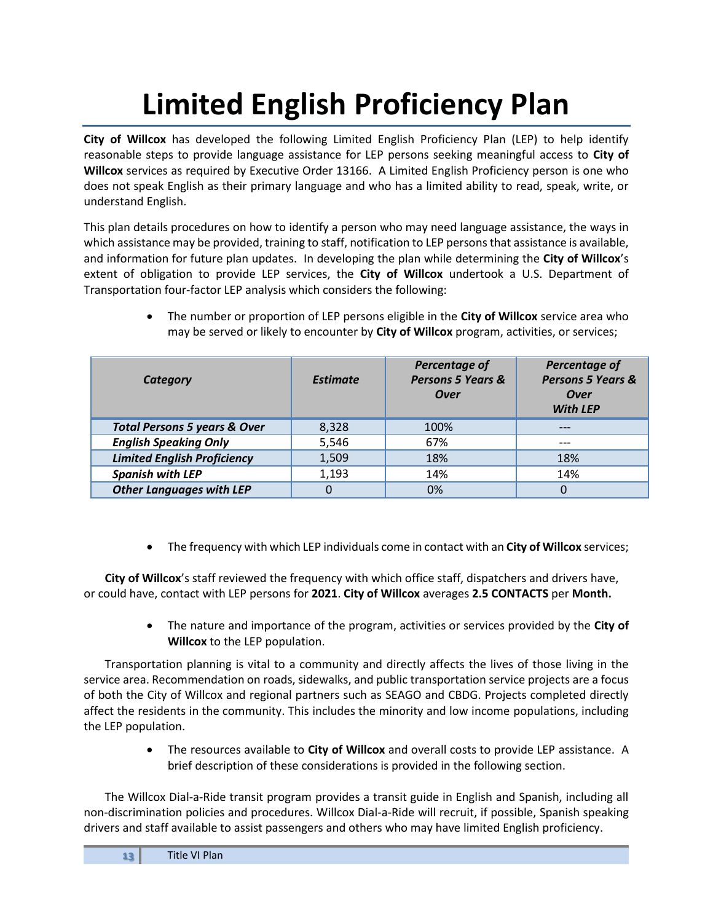# Limited English Proficiency Plan

**City of Willcox** has developed the following Limited English Proficiency Plan (LEP) to help identify reasonable steps to provide language assistance for LEP persons seeking meaningful access to **City of Willcox** services as required by Executive Order 13166. A Limited English Proficiency person is one who does not speak English as their primary language and who has a limited ability to read, speak, write, or understand English.

This plan details procedures on how to identify a person who may need language assistance, the ways in which assistance may be provided, training to staff, notification to LEP persons that assistance is available, and information for future plan updates. In developing the plan while determining the **City of Willcox**'s extent of obligation to provide LEP services, the **City of Willcox** undertook a U.S. Department of Transportation four-factor LEP analysis which considers the following:

- The number or proportion of LEP persons eligible in the **City of Willcox** service area who may be served or likely to encounter by **City of Willcox** program, activities, or services;

| *Category* | *Estimate* | *Percentage of Persons 5 Years & Over* | *Percentage of Persons 5 Years & Over With LEP* |
|---|---|---|---|
| *Total Persons 5 years & Over* | 8,328 | 100% | --- |
| *English Speaking Only* | 5,546 | 67% | --- |
| *Limited English Proficiency* | 1,509 | 18% | 18% |
| *Spanish with LEP* | 1,193 | 14% | 14% |
| *Other Languages with LEP* | 0 | 0% | 0 |

- The frequency with which LEP individuals come in contact with an **City of Willcox** services;

**City of Willcox**'s staff reviewed the frequency with which office staff, dispatchers and drivers have, or could have, contact with LEP persons for **2021**. **City of Willcox** averages **2.5 CONTACTS** per **Month.**

- The nature and importance of the program, activities or services provided by the **City of Willcox** to the LEP population.

Transportation planning is vital to a community and directly affects the lives of those living in the service area. Recommendation on roads, sidewalks, and public transportation service projects are a focus of both the City of Willcox and regional partners such as SEAGO and CBDG. Projects completed directly affect the residents in the community. This includes the minority and low income populations, including the LEP population.

- The resources available to **City of Willcox** and overall costs to provide LEP assistance. A brief description of these considerations is provided in the following section.

The Willcox Dial-a-Ride transit program provides a transit guide in English and Spanish, including all non-discrimination policies and procedures. Willcox Dial-a-Ride will recruit, if possible, Spanish speaking drivers and staff available to assist passengers and others who may have limited English proficiency.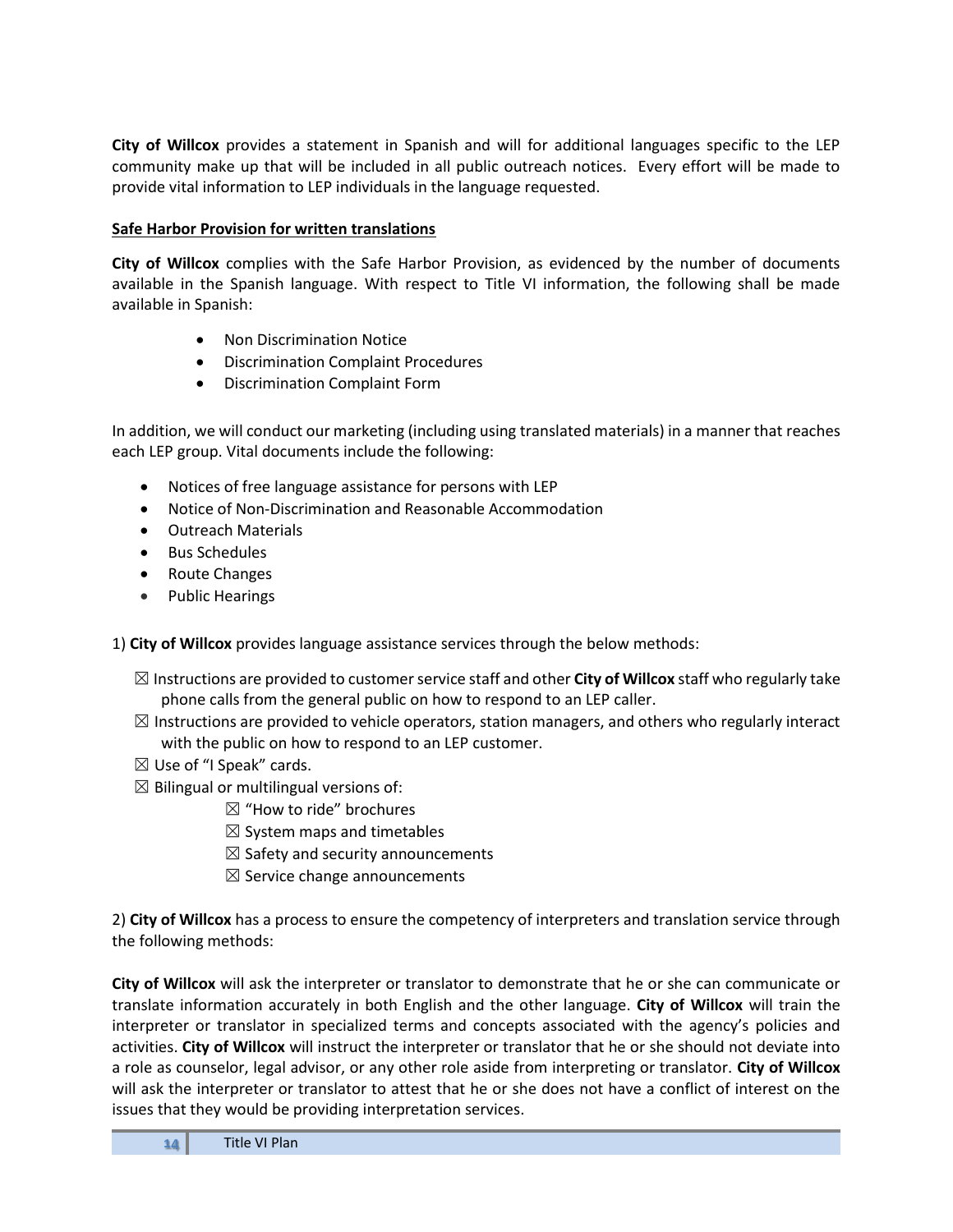**City of Willcox** provides a statement in Spanish and will for additional languages specific to the LEP community make up that will be included in all public outreach notices. Every effort will be made to provide vital information to LEP individuals in the language requested.

**Safe Harbor Provision for written translations**

**City of Willcox** complies with the Safe Harbor Provision, as evidenced by the number of documents available in the Spanish language. With respect to Title VI information, the following shall be made available in Spanish:

- Non Discrimination Notice
- Discrimination Complaint Procedures
- Discrimination Complaint Form

In addition, we will conduct our marketing (including using translated materials) in a manner that reaches each LEP group. Vital documents include the following:

- Notices of free language assistance for persons with LEP
- Notice of Non-Discrimination and Reasonable Accommodation
- Outreach Materials
- Bus Schedules
- Route Changes
- Public Hearings

1) **City of Willcox** provides language assistance services through the below methods:

☒ Instructions are provided to customer service staff and other **City of Willcox** staff who regularly take phone calls from the general public on how to respond to an LEP caller.
☒ Instructions are provided to vehicle operators, station managers, and others who regularly interact with the public on how to respond to an LEP customer.
☒ Use of "I Speak" cards.
☒ Bilingual or multilingual versions of:
  ☒ "How to ride" brochures
  ☒ System maps and timetables
  ☒ Safety and security announcements
  ☒ Service change announcements

2) **City of Willcox** has a process to ensure the competency of interpreters and translation service through the following methods:

**City of Willcox** will ask the interpreter or translator to demonstrate that he or she can communicate or translate information accurately in both English and the other language. **City of Willcox** will train the interpreter or translator in specialized terms and concepts associated with the agency's policies and activities. **City of Willcox** will instruct the interpreter or translator that he or she should not deviate into a role as counselor, legal advisor, or any other role aside from interpreting or translator. **City of Willcox** will ask the interpreter or translator to attest that he or she does not have a conflict of interest on the issues that they would be providing interpretation services.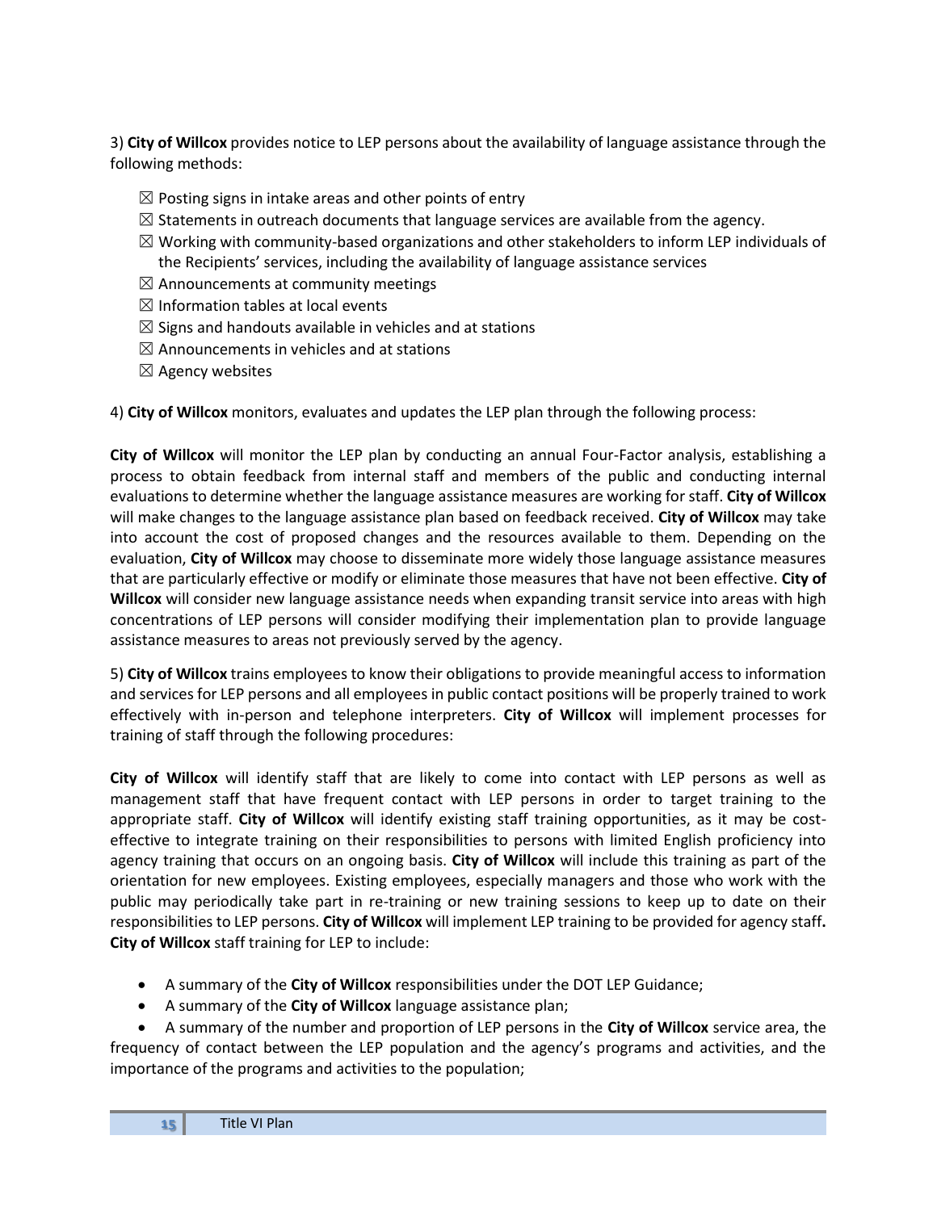3) **City of Willcox** provides notice to LEP persons about the availability of language assistance through the following methods:

- ☒ Posting signs in intake areas and other points of entry
- ☒ Statements in outreach documents that language services are available from the agency.
- ☒ Working with community-based organizations and other stakeholders to inform LEP individuals of the Recipients' services, including the availability of language assistance services
- ☒ Announcements at community meetings
- ☒ Information tables at local events
- ☒ Signs and handouts available in vehicles and at stations
- ☒ Announcements in vehicles and at stations
- ☒ Agency websites

4) **City of Willcox** monitors, evaluates and updates the LEP plan through the following process:

**City of Willcox** will monitor the LEP plan by conducting an annual Four-Factor analysis, establishing a process to obtain feedback from internal staff and members of the public and conducting internal evaluations to determine whether the language assistance measures are working for staff. **City of Willcox** will make changes to the language assistance plan based on feedback received. **City of Willcox** may take into account the cost of proposed changes and the resources available to them. Depending on the evaluation, **City of Willcox** may choose to disseminate more widely those language assistance measures that are particularly effective or modify or eliminate those measures that have not been effective. **City of Willcox** will consider new language assistance needs when expanding transit service into areas with high concentrations of LEP persons will consider modifying their implementation plan to provide language assistance measures to areas not previously served by the agency.

5) **City of Willcox** trains employees to know their obligations to provide meaningful access to information and services for LEP persons and all employees in public contact positions will be properly trained to work effectively with in-person and telephone interpreters. **City of Willcox** will implement processes for training of staff through the following procedures:

**City of Willcox** will identify staff that are likely to come into contact with LEP persons as well as management staff that have frequent contact with LEP persons in order to target training to the appropriate staff. **City of Willcox** will identify existing staff training opportunities, as it may be cost-effective to integrate training on their responsibilities to persons with limited English proficiency into agency training that occurs on an ongoing basis. **City of Willcox** will include this training as part of the orientation for new employees. Existing employees, especially managers and those who work with the public may periodically take part in re-training or new training sessions to keep up to date on their responsibilities to LEP persons. **City of Willcox** will implement LEP training to be provided for agency staff**.** **City of Willcox** staff training for LEP to include:

- A summary of the **City of Willcox** responsibilities under the DOT LEP Guidance;
- A summary of the **City of Willcox** language assistance plan;
- A summary of the number and proportion of LEP persons in the **City of Willcox** service area, the frequency of contact between the LEP population and the agency's programs and activities, and the importance of the programs and activities to the population;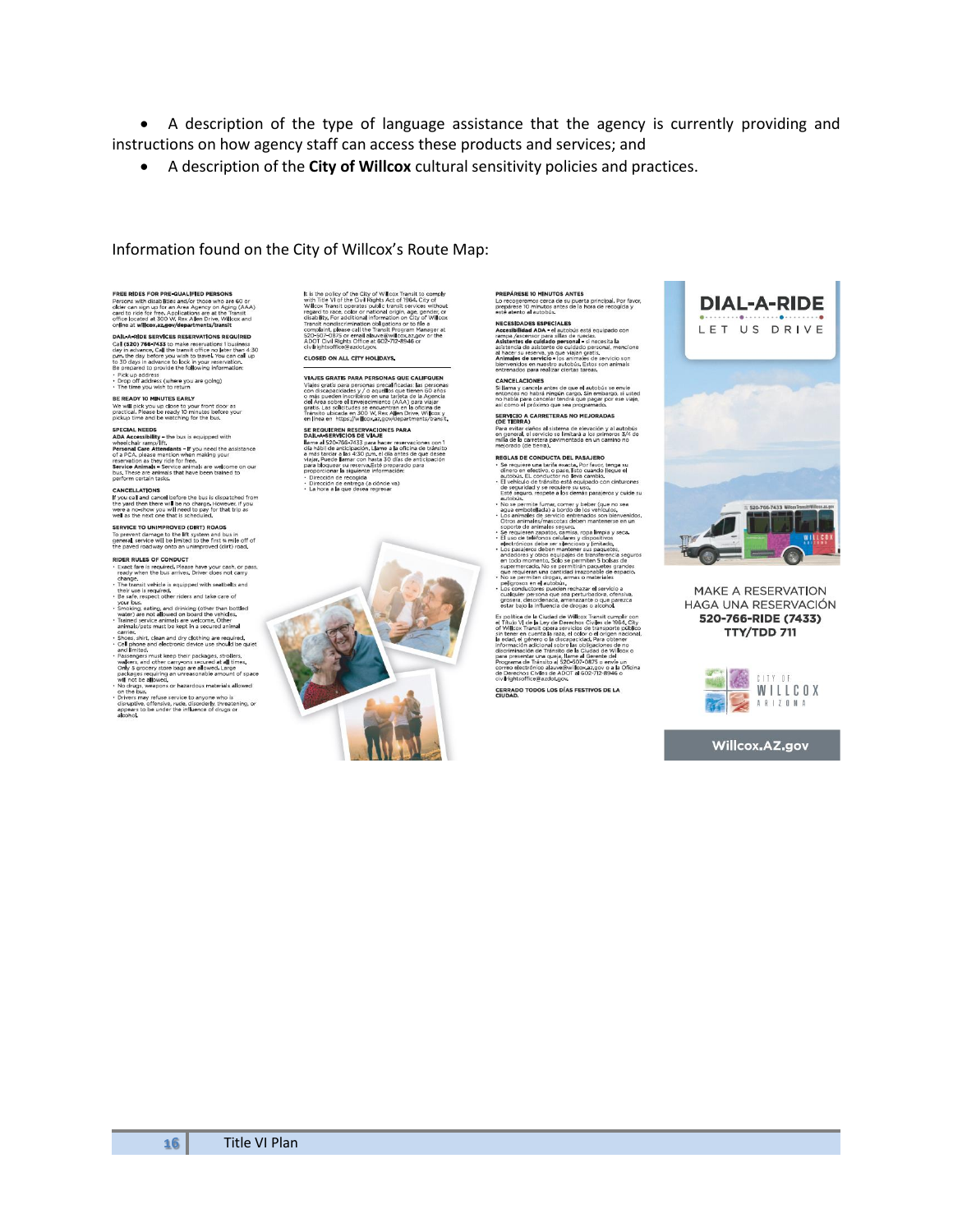- A description of the type of language assistance that the agency is currently providing and instructions on how agency staff can access these products and services; and
- A description of the **City of Willcox** cultural sensitivity policies and practices.

Information found on the City of Willcox's Route Map:

**FREE RIDES FOR PRE-QUALIFIED PERSONS**
Persons with disabilities and/or those who are 60 or older can sign up for an Area Agency on Aging (AAA) card to ride for free. Applications are at the Transit office located at 300 W. Rex Allen Drive, Willcox and online at willcox.az.gov/departments/transit

**DIAL-A-RIDE SERVICES RESERVATIONS REQUIRED**
Call (520) 766-7433 to make reservations 1 business day in advance. Call the transit office no later than 4:30 p.m. the day before you wish to travel. You can call up to 30 days in advance to lock in your reservation. Be prepared to provide the following information:
- Pick up address
- Drop off address (where you are going)
- The time you wish to return

**BE READY 10 MINUTES EARLY**
We will pick you up close to your front door as practical. Please be ready 10 minutes before your pickup time and be watching for the bus.

**SPECIAL NEEDS**
**ADA Accessibility** – the bus is equipped with wheelchair ramp/lift.
**Personal Care Attendants** – If you need the assistance of a PCA, please mention when making your reservation as they ride for free.
**Service Animals** – Service animals are welcome on our bus. These are animals that have been trained to perform certain tasks.

**CANCELLATIONS**
If you call and cancel before the bus is dispatched from the yard then there will be no charge. However, if you were a no-show you will need to pay for that trip as well as the next one that is scheduled.

**SERVICE TO UNIMPROVED (DIRT) ROADS**
To prevent damage to the lift system and bus in general, service will be limited to the first ¾ mile off of the paved roadway onto an unimproved (dirt) road.

**RIDER RULES OF CONDUCT**
- Exact fare is required. Please have your cash, or pass, ready when the bus arrives. Driver does not carry change.
- The transit vehicle is equipped with seatbelts and their use is required.
- Be safe, respect other riders and take care of your bus.
- Smoking, eating, and drinking (other than bottled water) are not allowed on board the vehicles.
- Trained service animals are welcome. Other animals/pets must be kept in a secured animal carrier.
- Shoes, shirt, clean and dry clothing are required.
- Cell phone and electronic device use should be quiet and limited.
- Passengers must keep their packages, strollers, walkers, and other carry-ons secured at all times. Only 5 grocery store bags are allowed. Large packages requiring an unreasonable amount of space will not be allowed.
- No drugs, weapons or hazardous materials allowed on the bus.
- Drivers may refuse service to anyone who is disruptive, offensive, rude, disorderly, threatening, or appears to be under the influence of drugs or alcohol.

It is the policy of the City of Willcox Transit to comply with Title VI of the Civil Rights Act of 1964. City of Willcox Transit operates public transit services without regard to race, color or national origin, age, gender, or disability. For additional information on City of Willcox Transit nondiscrimination obligations or to file a complaint, please call the Transit Program Manager at 520-507-0875 or email alauve@willcox.az.gov or the ADOT Civil Rights Office at 602-712-8946 or civilrightsoffice@azdot.gov.

**CLOSED ON ALL CITY HOLIDAYS.**

**VIAJES GRATIS PARA PERSONAS QUE CALIFIQUEN**
Viajes gratis para personas precalificadas: las personas con discapacidades y / o aquellas que tienen 60 años o más pueden inscribirse en una tarjeta de la Agencia del Área sobre el Envejecimiento (AAA) para viajar gratis. Las solicitudes se encuentran en la oficina de Tránsito ubicada en 300 W. Rex Allen Drive, Willcox y en línea en https://willcox.az.gov/departments/transit.

**SE REQUIEREN RESERVACIONES PARA DIAL-A-SERVICIOS DE VIAJE**
llame al 520-766-7433 para hacer reservaciones con 1 día hábil de anticipación. Llame a la oficina de tránsito a más tardar a las 4:30 p.m. el día antes de que desee viajar. Puede llamar con hasta 30 días de anticipación para bloquear su reserva. Esté preparado para proporcionar la siguiente información:
- Dirección de recogida
- Dirección de entrega (a dónde va)
- La hora a la que desea regresar

**PREPÁRESE 10 MINUTOS ANTES**
Lo recogeremos cerca de su puerta principal. Por favor, prepárese 10 minutos antes de la hora de recogida y esté atento al autobús.

**NECESIDADES ESPECIALES**
**Accesibilidad ADA** – el autobús está equipado con rampa /ascensor para sillas de ruedas.
**Asistentes de cuidado personal** – si necesita la asistencia de asistente de cuidado personal, mencione al hacer su reserva, ya que viajan gratis.
**Animales de servicio** – los animales de servicio son bienvenidos en nuestro autobús. Estos son animales entrenados para realizar ciertas tareas.

**CANCELACIONES**
Si llama y cancela antes de que el autobús se envíe entonces no habrá ningún cargo. Sin embargo, si usted no habla para cancelar tendrá que pagar por ese viaje, así como el próximo que se programado.

**SERVICIO A CARRETERAS NO MEJORADAS (DE TIERRA)**
Para evitar daños al sistema de elevación y al autobús en general, el servicio se limitará a los primeros 3/4 de milla de la carretera pavimentada en un camino no mejorado (de tierra).

**REGLAS DE CONDUCTA DEL PASAJERO**
- Se requiere una tarifa exacta. Por favor, tenga su dinero en efectivo, o pase, listo cuando llegue el autobús. El conductor no lleva cambio.
- El vehículo de tránsito está equipado con cinturones de seguridad y se requiere su uso.
- Esté seguro, respete a los demás pasajeros y cuide su autobús.
- No se permite fumar, comer y beber (que no sea agua embotellada) a bordo de los vehículos.
- Los animales de servicio entrenados son bienvenidos. Otros animales/mascotas deben mantenerse en un soporte de animales seguro.
- Se requieren zapatos, camisa, ropa limpia y seca.
- El uso de teléfonos celulares y dispositivos electrónicos debe ser silencioso y limitado.
- Los pasajeros deben mantener sus paquetes, andadores y otros equipajes de transferencia seguros en todo momento. Solo se permiten 5 bolsas de supermercado. No se permitirán paquetes grandes que requieran una cantidad irrazonable de espacio.
- No se permiten drogas, armas o materiales peligrosos en el autobús.
- Los conductores pueden rechazar el servicio a cualquier persona que sea perturbadora, ofensiva, grosera, desordenada, amenazante o que parezca estar bajo la influencia de drogas o alcohol.

Es política de la Ciudad de Willcox Transit cumplir con el Título VI de la Ley de Derechos Civiles de 1964. City of Willcox Transit opera servicios de transporte público sin tener en cuenta la raza, el color o el origen nacional, la edad, el género o la discapacidad. Para obtener información adicional sobre las obligaciones de no discriminación de Tránsito de la Ciudad de Willcox o para presentar una queja, llame al Gerente del Programa de Tránsito al 520-507-0875 o envíe un correo electrónico alauve@willcox.az.gov o a la Oficina de Derechos Civiles de ADOT al 602-712-8946 o civilrightsoffice@azdot.gov.

**CERRADO TODOS LOS DÍAS FESTIVOS DE LA CIUDAD.**

**DIAL-A-RIDE**
LET US DRIVE

MAKE A RESERVATION
HAGA UNA RESERVACIÓN
**520-766-RIDE (7433)**
**TTY/TDD 711**

CITY OF WILLCOX ARIZONA

Willcox.AZ.gov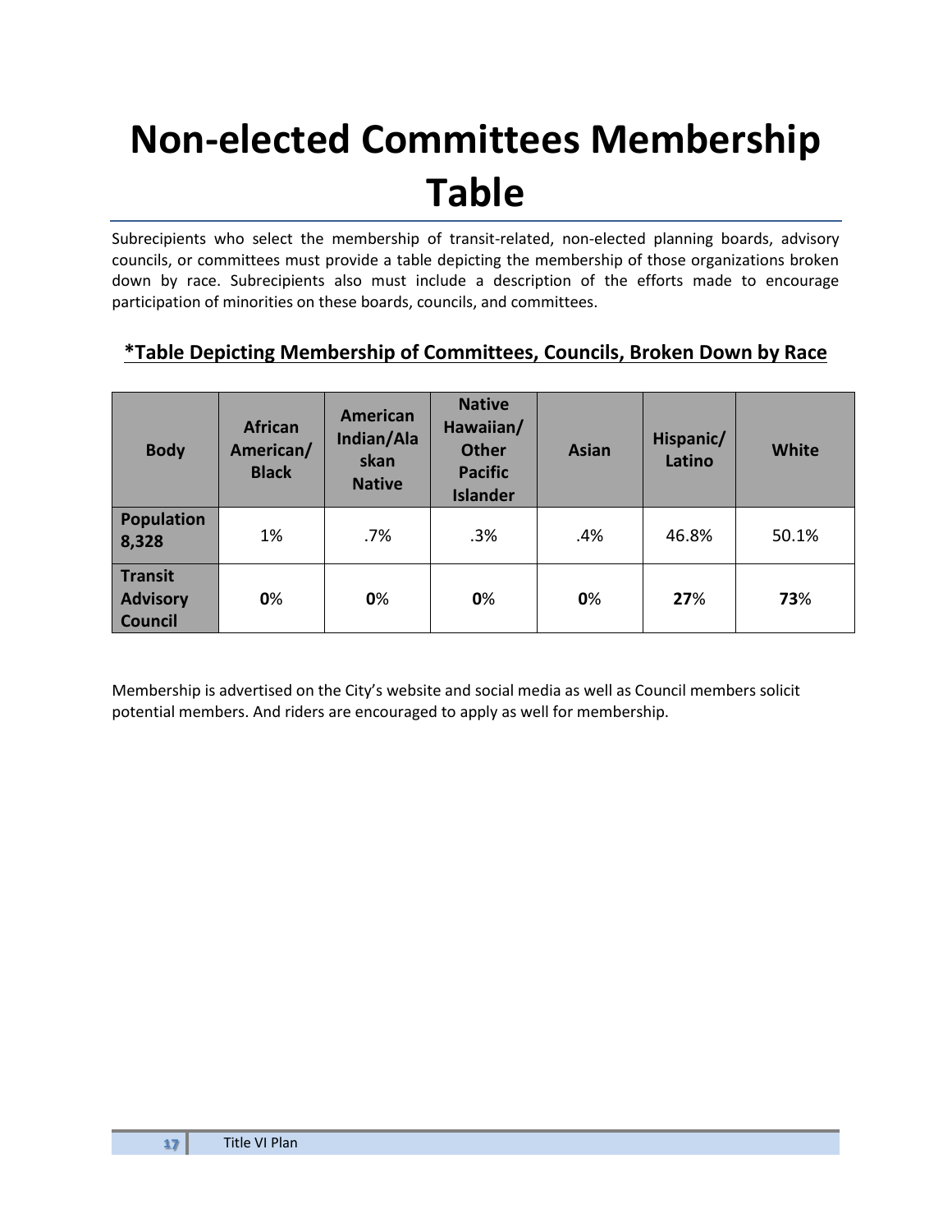# Non-elected Committees Membership Table

Subrecipients who select the membership of transit-related, non-elected planning boards, advisory councils, or committees must provide a table depicting the membership of those organizations broken down by race. Subrecipients also must include a description of the efforts made to encourage participation of minorities on these boards, councils, and committees.

## *Table Depicting Membership of Committees, Councils, Broken Down by Race

| Body | African American/ Black | American Indian/Alaskan Native | Native Hawaiian/ Other Pacific Islander | Asian | Hispanic/ Latino | White |
|---|---|---|---|---|---|---|
| **Population 8,328** | 1% | .7% | .3% | .4% | 46.8% | 50.1% |
| **Transit Advisory Council** | **0**% | **0**% | **0**% | **0**% | **27**% | **73**% |

Membership is advertised on the City's website and social media as well as Council members solicit potential members. And riders are encouraged to apply as well for membership.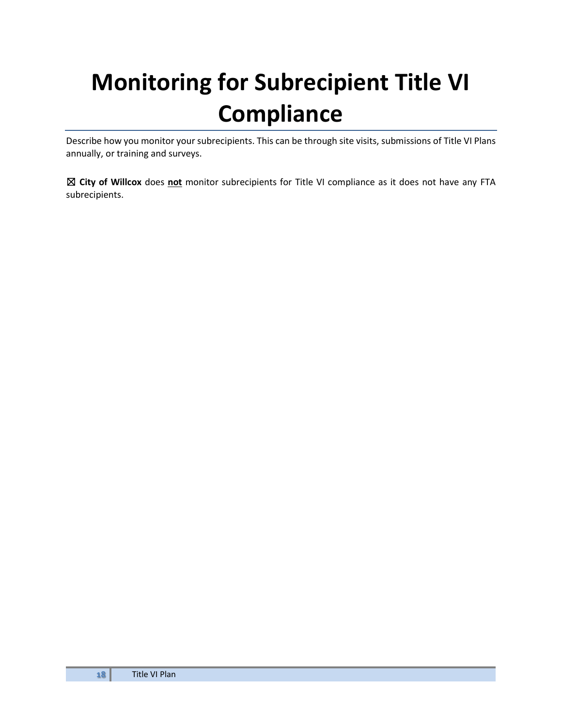# Monitoring for Subrecipient Title VI Compliance

Describe how you monitor your subrecipients. This can be through site visits, submissions of Title VI Plans annually, or training and surveys.

☒ **City of Willcox** does **not** monitor subrecipients for Title VI compliance as it does not have any FTA subrecipients.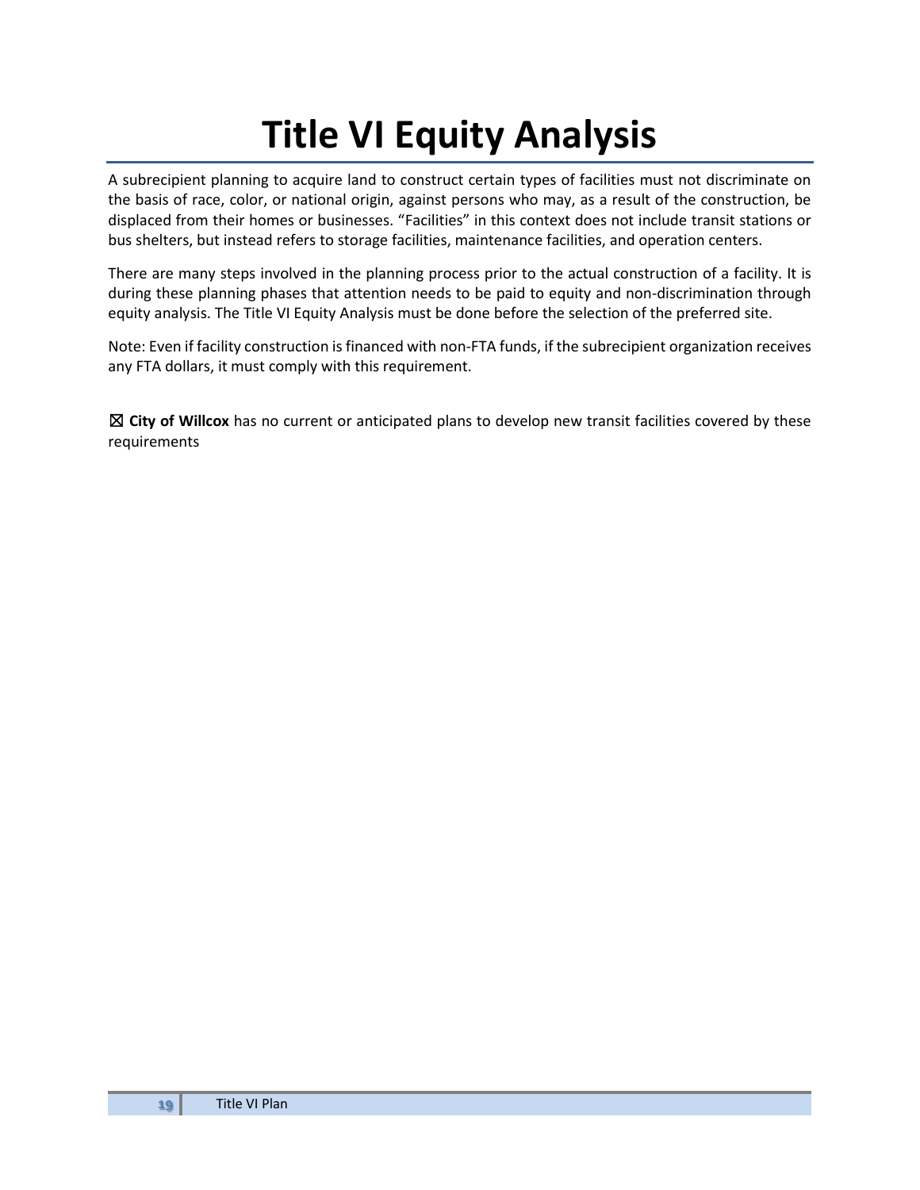# Title VI Equity Analysis

A subrecipient planning to acquire land to construct certain types of facilities must not discriminate on the basis of race, color, or national origin, against persons who may, as a result of the construction, be displaced from their homes or businesses. "Facilities" in this context does not include transit stations or bus shelters, but instead refers to storage facilities, maintenance facilities, and operation centers.

There are many steps involved in the planning process prior to the actual construction of a facility. It is during these planning phases that attention needs to be paid to equity and non-discrimination through equity analysis. The Title VI Equity Analysis must be done before the selection of the preferred site.

Note: Even if facility construction is financed with non-FTA funds, if the subrecipient organization receives any FTA dollars, it must comply with this requirement.

☒ **City of Willcox** has no current or anticipated plans to develop new transit facilities covered by these requirements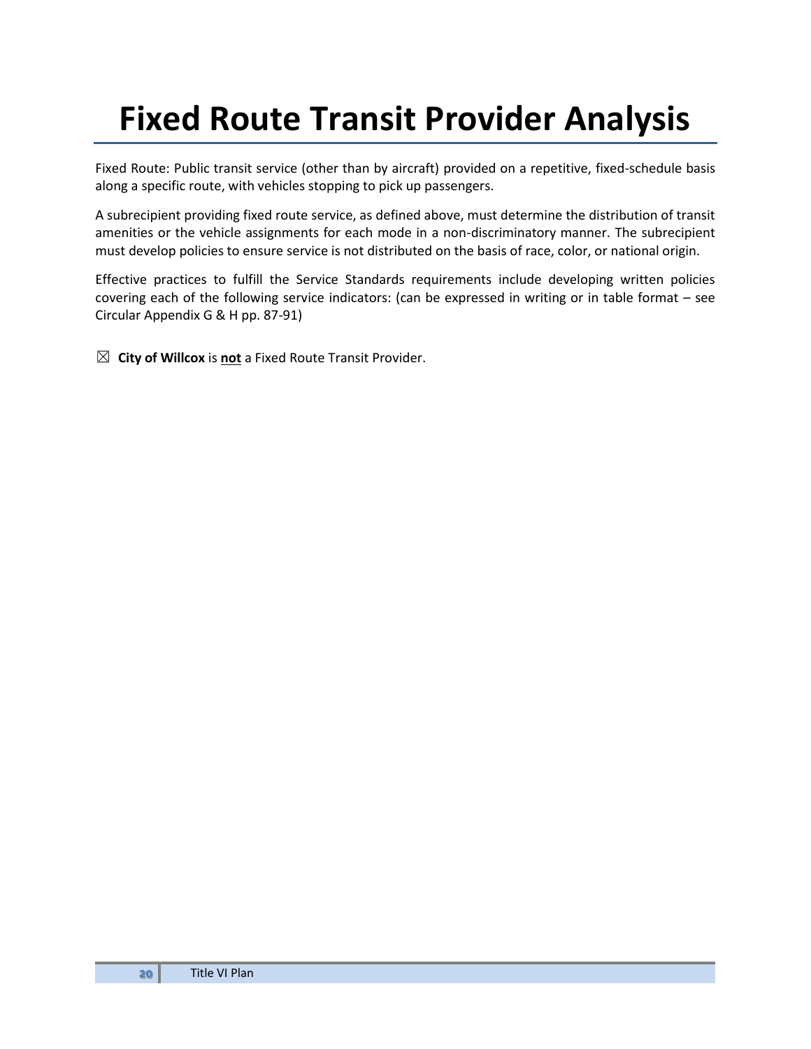# Fixed Route Transit Provider Analysis

Fixed Route: Public transit service (other than by aircraft) provided on a repetitive, fixed-schedule basis along a specific route, with vehicles stopping to pick up passengers.

A subrecipient providing fixed route service, as defined above, must determine the distribution of transit amenities or the vehicle assignments for each mode in a non-discriminatory manner. The subrecipient must develop policies to ensure service is not distributed on the basis of race, color, or national origin.

Effective practices to fulfill the Service Standards requirements include developing written policies covering each of the following service indicators: (can be expressed in writing or in table format – see Circular Appendix G & H pp. 87-91)

☒ **City of Willcox** is **not** a Fixed Route Transit Provider.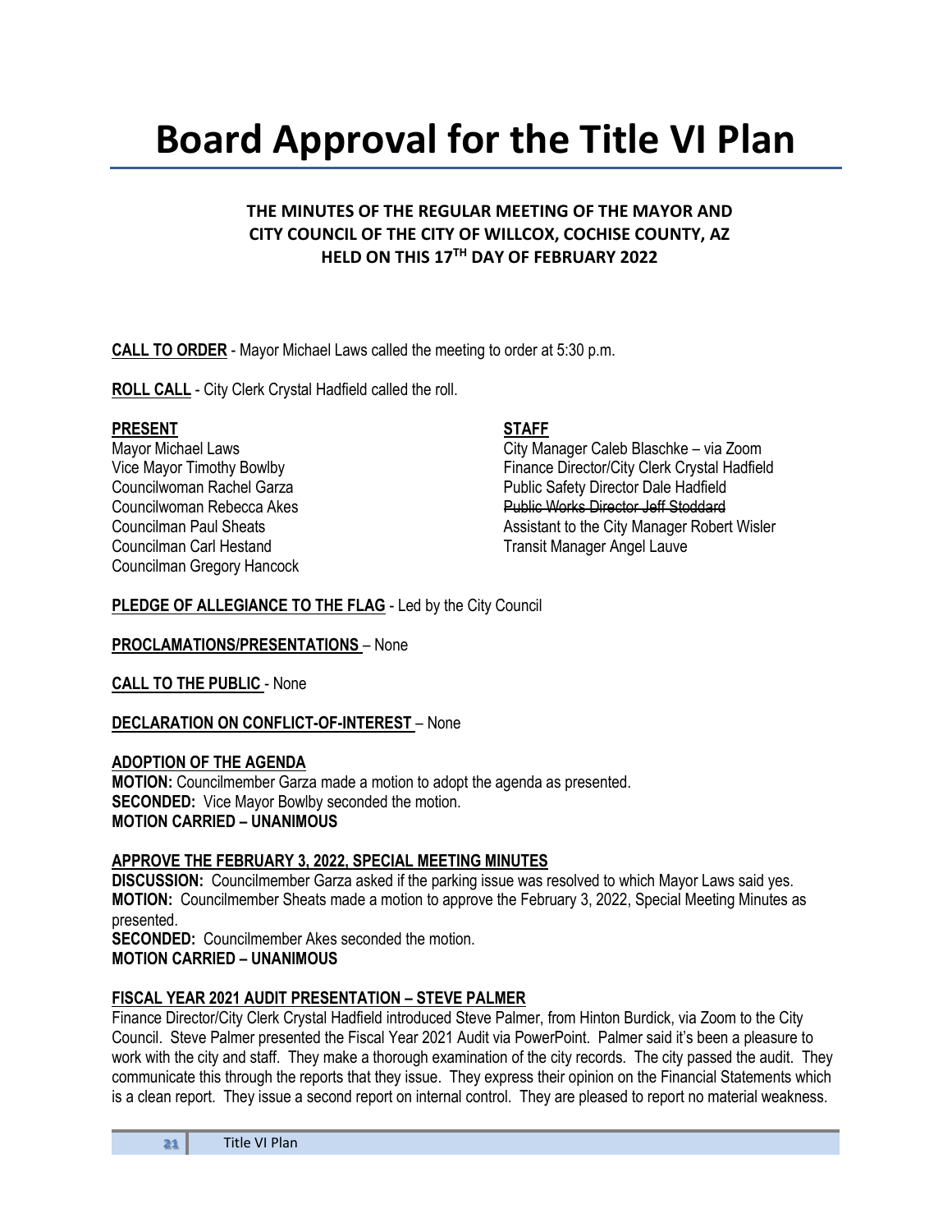# Board Approval for the Title VI Plan

**THE MINUTES OF THE REGULAR MEETING OF THE MAYOR AND CITY COUNCIL OF THE CITY OF WILLCOX, COCHISE COUNTY, AZ HELD ON THIS 17TH DAY OF FEBRUARY 2022**

**CALL TO ORDER** - Mayor Michael Laws called the meeting to order at 5:30 p.m.

**ROLL CALL** - City Clerk Crystal Hadfield called the roll.

**PRESENT**
Mayor Michael Laws
Vice Mayor Timothy Bowlby
Councilwoman Rachel Garza
Councilwoman Rebecca Akes
Councilman Paul Sheats
Councilman Carl Hestand
Councilman Gregory Hancock

**STAFF**
City Manager Caleb Blaschke – via Zoom
Finance Director/City Clerk Crystal Hadfield
Public Safety Director Dale Hadfield
~~Public Works Director Jeff Stoddard~~
Assistant to the City Manager Robert Wisler
Transit Manager Angel Lauve

**PLEDGE OF ALLEGIANCE TO THE FLAG** - Led by the City Council

**PROCLAMATIONS/PRESENTATIONS** – None

**CALL TO THE PUBLIC** - None

**DECLARATION ON CONFLICT-OF-INTEREST** – None

**ADOPTION OF THE AGENDA**
**MOTION:** Councilmember Garza made a motion to adopt the agenda as presented.
**SECONDED:** Vice Mayor Bowlby seconded the motion.
**MOTION CARRIED – UNANIMOUS**

**APPROVE THE FEBRUARY 3, 2022, SPECIAL MEETING MINUTES**
**DISCUSSION:** Councilmember Garza asked if the parking issue was resolved to which Mayor Laws said yes.
**MOTION:** Councilmember Sheats made a motion to approve the February 3, 2022, Special Meeting Minutes as presented.
**SECONDED:** Councilmember Akes seconded the motion.
**MOTION CARRIED – UNANIMOUS**

**FISCAL YEAR 2021 AUDIT PRESENTATION – STEVE PALMER**
Finance Director/City Clerk Crystal Hadfield introduced Steve Palmer, from Hinton Burdick, via Zoom to the City Council. Steve Palmer presented the Fiscal Year 2021 Audit via PowerPoint. Palmer said it's been a pleasure to work with the city and staff. They make a thorough examination of the city records. The city passed the audit. They communicate this through the reports that they issue. They express their opinion on the Financial Statements which is a clean report. They issue a second report on internal control. They are pleased to report no material weakness.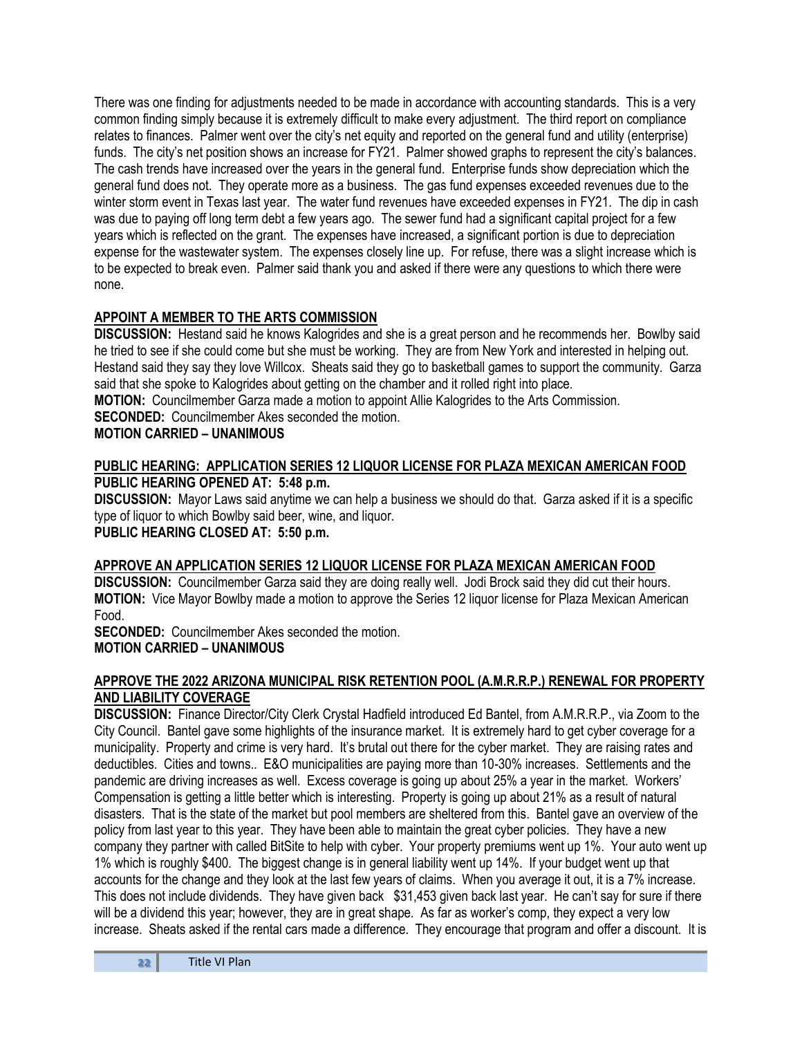There was one finding for adjustments needed to be made in accordance with accounting standards. This is a very common finding simply because it is extremely difficult to make every adjustment. The third report on compliance relates to finances. Palmer went over the city's net equity and reported on the general fund and utility (enterprise) funds. The city's net position shows an increase for FY21. Palmer showed graphs to represent the city's balances. The cash trends have increased over the years in the general fund. Enterprise funds show depreciation which the general fund does not. They operate more as a business. The gas fund expenses exceeded revenues due to the winter storm event in Texas last year. The water fund revenues have exceeded expenses in FY21. The dip in cash was due to paying off long term debt a few years ago. The sewer fund had a significant capital project for a few years which is reflected on the grant. The expenses have increased, a significant portion is due to depreciation expense for the wastewater system. The expenses closely line up. For refuse, there was a slight increase which is to be expected to break even. Palmer said thank you and asked if there were any questions to which there were none.

**APPOINT A MEMBER TO THE ARTS COMMISSION**

**DISCUSSION:** Hestand said he knows Kalogrides and she is a great person and he recommends her. Bowlby said he tried to see if she could come but she must be working. They are from New York and interested in helping out. Hestand said they say they love Willcox. Sheats said they go to basketball games to support the community. Garza said that she spoke to Kalogrides about getting on the chamber and it rolled right into place.

**MOTION:** Councilmember Garza made a motion to appoint Allie Kalogrides to the Arts Commission.

**SECONDED:** Councilmember Akes seconded the motion.

**MOTION CARRIED – UNANIMOUS**

**PUBLIC HEARING: APPLICATION SERIES 12 LIQUOR LICENSE FOR PLAZA MEXICAN AMERICAN FOOD**

**PUBLIC HEARING OPENED AT: 5:48 p.m.**

**DISCUSSION:** Mayor Laws said anytime we can help a business we should do that. Garza asked if it is a specific type of liquor to which Bowlby said beer, wine, and liquor.

**PUBLIC HEARING CLOSED AT: 5:50 p.m.**

**APPROVE AN APPLICATION SERIES 12 LIQUOR LICENSE FOR PLAZA MEXICAN AMERICAN FOOD**

**DISCUSSION:** Councilmember Garza said they are doing really well. Jodi Brock said they did cut their hours.

**MOTION:** Vice Mayor Bowlby made a motion to approve the Series 12 liquor license for Plaza Mexican American Food.

**SECONDED:** Councilmember Akes seconded the motion.

**MOTION CARRIED – UNANIMOUS**

**APPROVE THE 2022 ARIZONA MUNICIPAL RISK RETENTION POOL (A.M.R.R.P.) RENEWAL FOR PROPERTY AND LIABILITY COVERAGE**

**DISCUSSION:** Finance Director/City Clerk Crystal Hadfield introduced Ed Bantel, from A.M.R.R.P., via Zoom to the City Council. Bantel gave some highlights of the insurance market. It is extremely hard to get cyber coverage for a municipality. Property and crime is very hard. It's brutal out there for the cyber market. They are raising rates and deductibles. Cities and towns.. E&O municipalities are paying more than 10-30% increases. Settlements and the pandemic are driving increases as well. Excess coverage is going up about 25% a year in the market. Workers' Compensation is getting a little better which is interesting. Property is going up about 21% as a result of natural disasters. That is the state of the market but pool members are sheltered from this. Bantel gave an overview of the policy from last year to this year. They have been able to maintain the great cyber policies. They have a new company they partner with called BitSite to help with cyber. Your property premiums went up 1%. Your auto went up 1% which is roughly $400. The biggest change is in general liability went up 14%. If your budget went up that accounts for the change and they look at the last few years of claims. When you average it out, it is a 7% increase. This does not include dividends. They have given back $31,453 given back last year. He can't say for sure if there will be a dividend this year; however, they are in great shape. As far as worker's comp, they expect a very low increase. Sheats asked if the rental cars made a difference. They encourage that program and offer a discount. It is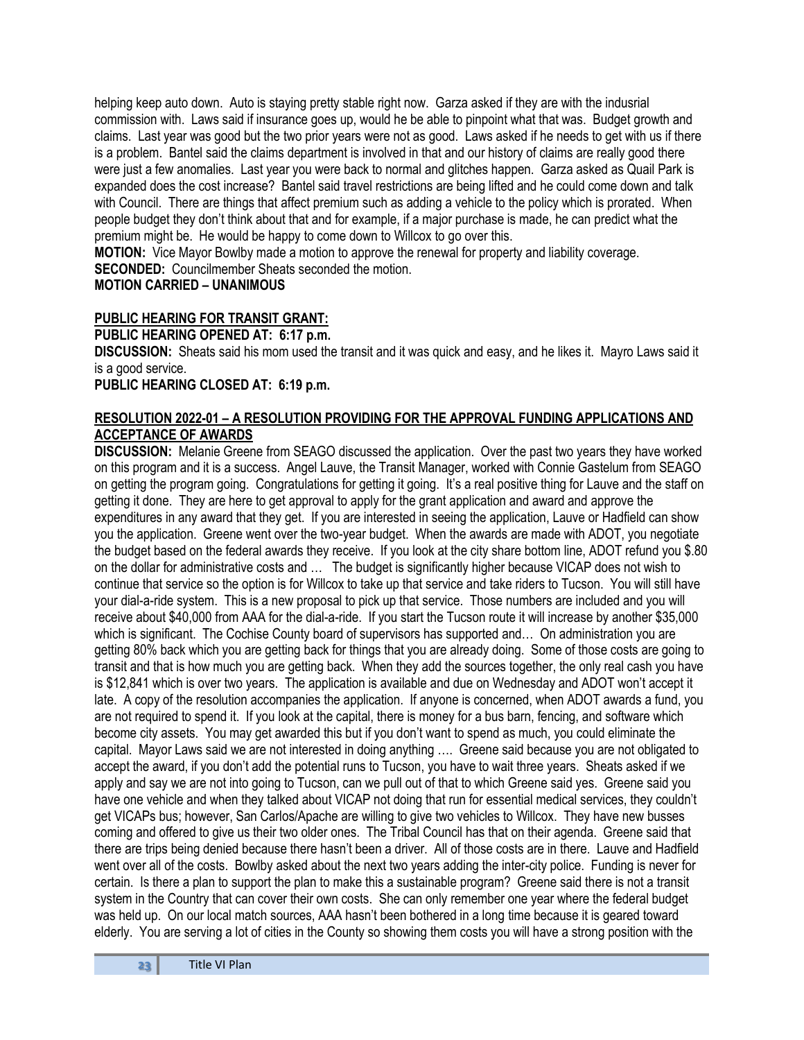helping keep auto down. Auto is staying pretty stable right now. Garza asked if they are with the indusrial commission with. Laws said if insurance goes up, would he be able to pinpoint what that was. Budget growth and claims. Last year was good but the two prior years were not as good. Laws asked if he needs to get with us if there is a problem. Bantel said the claims department is involved in that and our history of claims are really good there were just a few anomalies. Last year you were back to normal and glitches happen. Garza asked as Quail Park is expanded does the cost increase? Bantel said travel restrictions are being lifted and he could come down and talk with Council. There are things that affect premium such as adding a vehicle to the policy which is prorated. When people budget they don't think about that and for example, if a major purchase is made, he can predict what the premium might be. He would be happy to come down to Willcox to go over this.

**MOTION:** Vice Mayor Bowlby made a motion to approve the renewal for property and liability coverage.
**SECONDED:** Councilmember Sheats seconded the motion.
**MOTION CARRIED – UNANIMOUS**

**PUBLIC HEARING FOR TRANSIT GRANT:**
**PUBLIC HEARING OPENED AT: 6:17 p.m.**
**DISCUSSION:** Sheats said his mom used the transit and it was quick and easy, and he likes it. Mayro Laws said it is a good service.
**PUBLIC HEARING CLOSED AT: 6:19 p.m.**

**RESOLUTION 2022-01 – A RESOLUTION PROVIDING FOR THE APPROVAL FUNDING APPLICATIONS AND ACCEPTANCE OF AWARDS**
**DISCUSSION:** Melanie Greene from SEAGO discussed the application. Over the past two years they have worked on this program and it is a success. Angel Lauve, the Transit Manager, worked with Connie Gastelum from SEAGO on getting the program going. Congratulations for getting it going. It's a real positive thing for Lauve and the staff on getting it done. They are here to get approval to apply for the grant application and award and approve the expenditures in any award that they get. If you are interested in seeing the application, Lauve or Hadfield can show you the application. Greene went over the two-year budget. When the awards are made with ADOT, you negotiate the budget based on the federal awards they receive. If you look at the city share bottom line, ADOT refund you $.80 on the dollar for administrative costs and … The budget is significantly higher because VICAP does not wish to continue that service so the option is for Willcox to take up that service and take riders to Tucson. You will still have your dial-a-ride system. This is a new proposal to pick up that service. Those numbers are included and you will receive about $40,000 from AAA for the dial-a-ride. If you start the Tucson route it will increase by another $35,000 which is significant. The Cochise County board of supervisors has supported and… On administration you are getting 80% back which you are getting back for things that you are already doing. Some of those costs are going to transit and that is how much you are getting back. When they add the sources together, the only real cash you have is $12,841 which is over two years. The application is available and due on Wednesday and ADOT won't accept it late. A copy of the resolution accompanies the application. If anyone is concerned, when ADOT awards a fund, you are not required to spend it. If you look at the capital, there is money for a bus barn, fencing, and software which become city assets. You may get awarded this but if you don't want to spend as much, you could eliminate the capital. Mayor Laws said we are not interested in doing anything …. Greene said because you are not obligated to accept the award, if you don't add the potential runs to Tucson, you have to wait three years. Sheats asked if we apply and say we are not into going to Tucson, can we pull out of that to which Greene said yes. Greene said you have one vehicle and when they talked about VICAP not doing that run for essential medical services, they couldn't get VICAPs bus; however, San Carlos/Apache are willing to give two vehicles to Willcox. They have new busses coming and offered to give us their two older ones. The Tribal Council has that on their agenda. Greene said that there are trips being denied because there hasn't been a driver. All of those costs are in there. Lauve and Hadfield went over all of the costs. Bowlby asked about the next two years adding the inter-city police. Funding is never for certain. Is there a plan to support the plan to make this a sustainable program? Greene said there is not a transit system in the Country that can cover their own costs. She can only remember one year where the federal budget was held up. On our local match sources, AAA hasn't been bothered in a long time because it is geared toward elderly. You are serving a lot of cities in the County so showing them costs you will have a strong position with the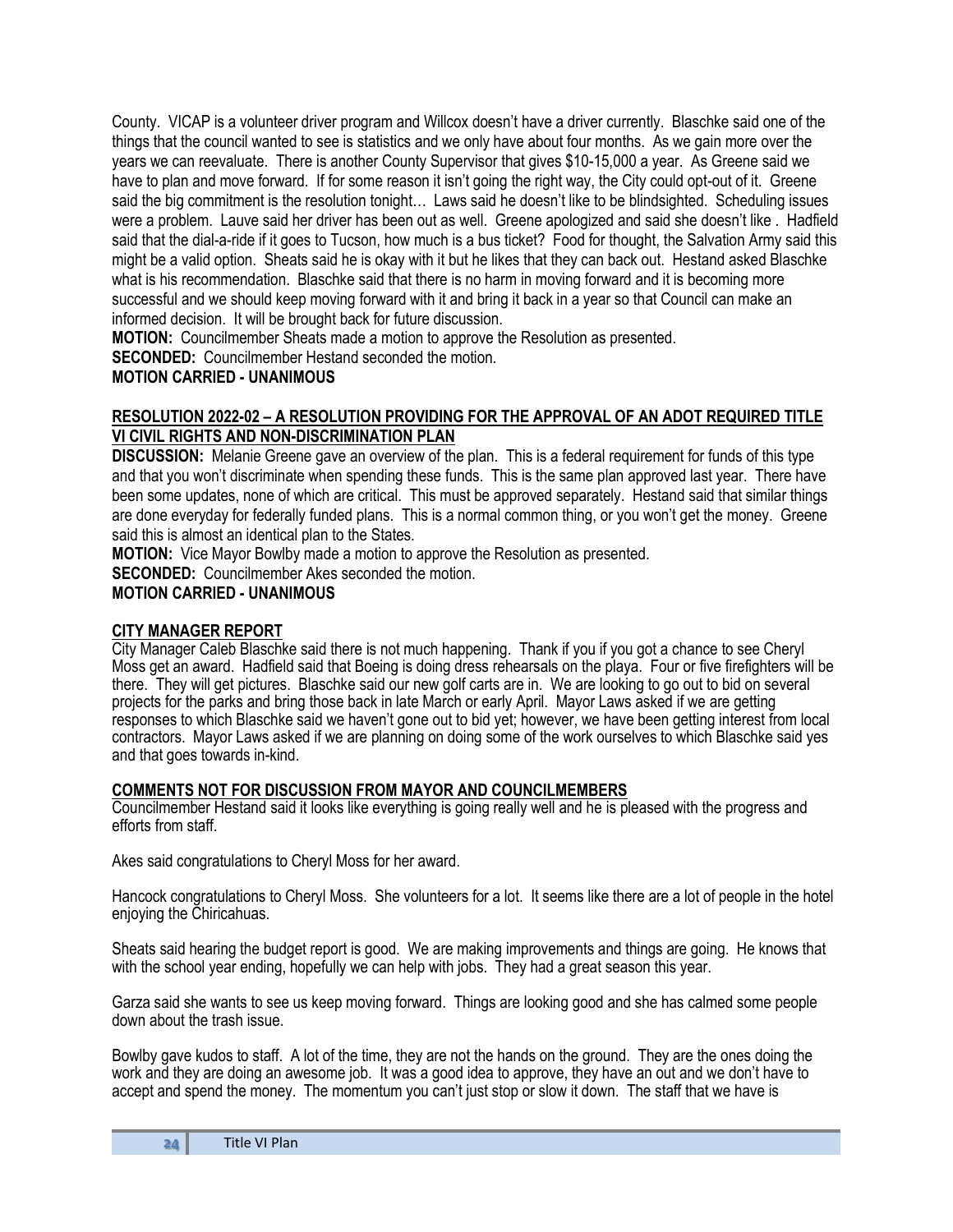County. VICAP is a volunteer driver program and Willcox doesn't have a driver currently. Blaschke said one of the things that the council wanted to see is statistics and we only have about four months. As we gain more over the years we can reevaluate. There is another County Supervisor that gives $10-15,000 a year. As Greene said we have to plan and move forward. If for some reason it isn't going the right way, the City could opt-out of it. Greene said the big commitment is the resolution tonight… Laws said he doesn't like to be blindsighted. Scheduling issues were a problem. Lauve said her driver has been out as well. Greene apologized and said she doesn't like . Hadfield said that the dial-a-ride if it goes to Tucson, how much is a bus ticket? Food for thought, the Salvation Army said this might be a valid option. Sheats said he is okay with it but he likes that they can back out. Hestand asked Blaschke what is his recommendation. Blaschke said that there is no harm in moving forward and it is becoming more successful and we should keep moving forward with it and bring it back in a year so that Council can make an informed decision. It will be brought back for future discussion.

**MOTION:** Councilmember Sheats made a motion to approve the Resolution as presented.

**SECONDED:** Councilmember Hestand seconded the motion.

**MOTION CARRIED - UNANIMOUS**

**RESOLUTION 2022-02 – A RESOLUTION PROVIDING FOR THE APPROVAL OF AN ADOT REQUIRED TITLE VI CIVIL RIGHTS AND NON-DISCRIMINATION PLAN**

**DISCUSSION:** Melanie Greene gave an overview of the plan. This is a federal requirement for funds of this type and that you won't discriminate when spending these funds. This is the same plan approved last year. There have been some updates, none of which are critical. This must be approved separately. Hestand said that similar things are done everyday for federally funded plans. This is a normal common thing, or you won't get the money. Greene said this is almost an identical plan to the States.

**MOTION:** Vice Mayor Bowlby made a motion to approve the Resolution as presented.

**SECONDED:** Councilmember Akes seconded the motion.

**MOTION CARRIED - UNANIMOUS**

**CITY MANAGER REPORT**

City Manager Caleb Blaschke said there is not much happening. Thank if you if you got a chance to see Cheryl Moss get an award. Hadfield said that Boeing is doing dress rehearsals on the playa. Four or five firefighters will be there. They will get pictures. Blaschke said our new golf carts are in. We are looking to go out to bid on several projects for the parks and bring those back in late March or early April. Mayor Laws asked if we are getting responses to which Blaschke said we haven't gone out to bid yet; however, we have been getting interest from local contractors. Mayor Laws asked if we are planning on doing some of the work ourselves to which Blaschke said yes and that goes towards in-kind.

**COMMENTS NOT FOR DISCUSSION FROM MAYOR AND COUNCILMEMBERS**

Councilmember Hestand said it looks like everything is going really well and he is pleased with the progress and efforts from staff.

Akes said congratulations to Cheryl Moss for her award.

Hancock congratulations to Cheryl Moss. She volunteers for a lot. It seems like there are a lot of people in the hotel enjoying the Chiricahuas.

Sheats said hearing the budget report is good. We are making improvements and things are going. He knows that with the school year ending, hopefully we can help with jobs. They had a great season this year.

Garza said she wants to see us keep moving forward. Things are looking good and she has calmed some people down about the trash issue.

Bowlby gave kudos to staff. A lot of the time, they are not the hands on the ground. They are the ones doing the work and they are doing an awesome job. It was a good idea to approve, they have an out and we don't have to accept and spend the money. The momentum you can't just stop or slow it down. The staff that we have is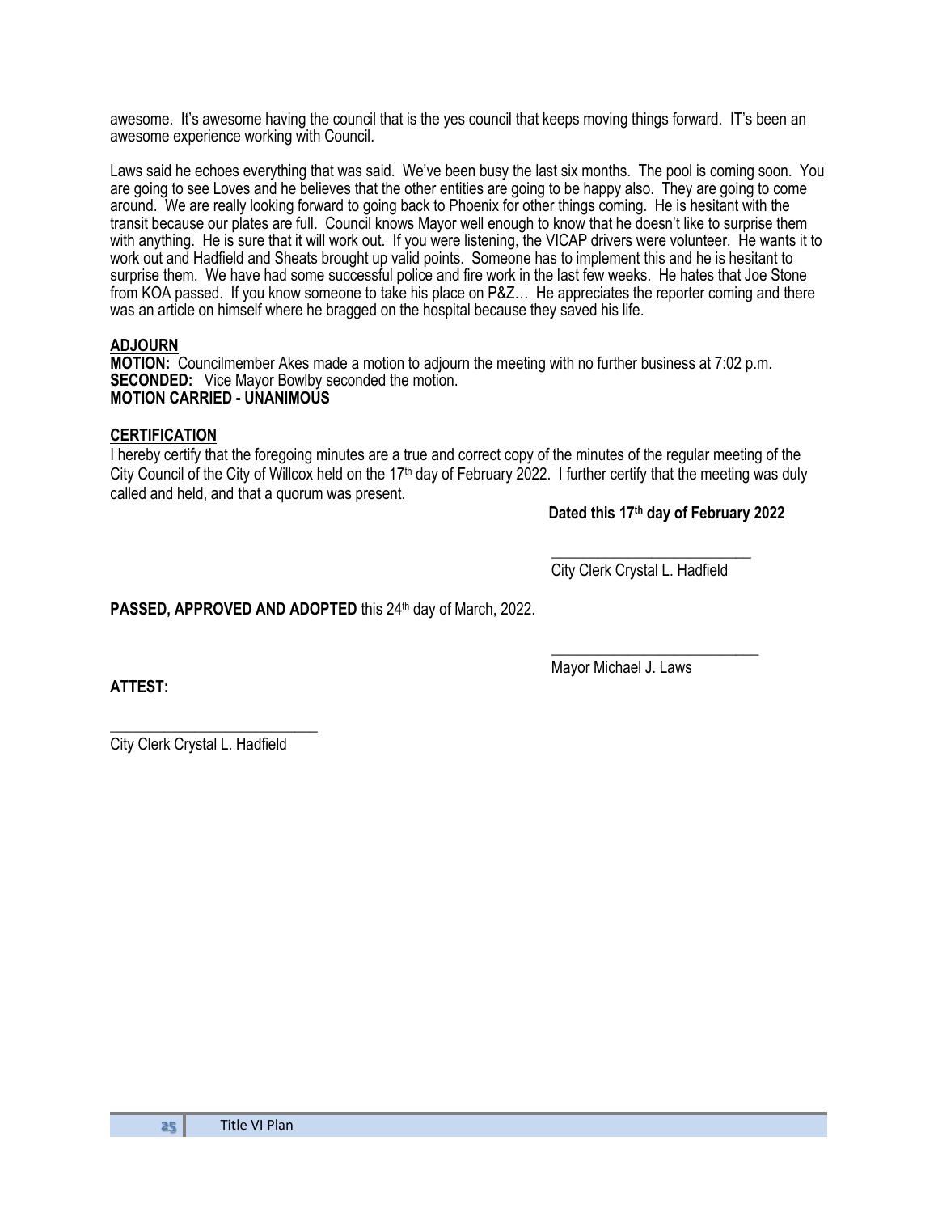awesome. It's awesome having the council that is the yes council that keeps moving things forward. IT's been an awesome experience working with Council.

Laws said he echoes everything that was said. We've been busy the last six months. The pool is coming soon. You are going to see Loves and he believes that the other entities are going to be happy also. They are going to come around. We are really looking forward to going back to Phoenix for other things coming. He is hesitant with the transit because our plates are full. Council knows Mayor well enough to know that he doesn't like to surprise them with anything. He is sure that it will work out. If you were listening, the VICAP drivers were volunteer. He wants it to work out and Hadfield and Sheats brought up valid points. Someone has to implement this and he is hesitant to surprise them. We have had some successful police and fire work in the last few weeks. He hates that Joe Stone from KOA passed. If you know someone to take his place on P&Z… He appreciates the reporter coming and there was an article on himself where he bragged on the hospital because they saved his life.

**ADJOURN**

**MOTION:** Councilmember Akes made a motion to adjourn the meeting with no further business at 7:02 p.m.
**SECONDED:** Vice Mayor Bowlby seconded the motion.
**MOTION CARRIED - UNANIMOUS**

**CERTIFICATION**

I hereby certify that the foregoing minutes are a true and correct copy of the minutes of the regular meeting of the City Council of the City of Willcox held on the 17th day of February 2022. I further certify that the meeting was duly called and held, and that a quorum was present.

**Dated this 17th day of February 2022**

___________________________
City Clerk Crystal L. Hadfield

**PASSED, APPROVED AND ADOPTED** this 24th day of March, 2022.

___________________________
Mayor Michael J. Laws

**ATTEST:**

___________________________
City Clerk Crystal L. Hadfield